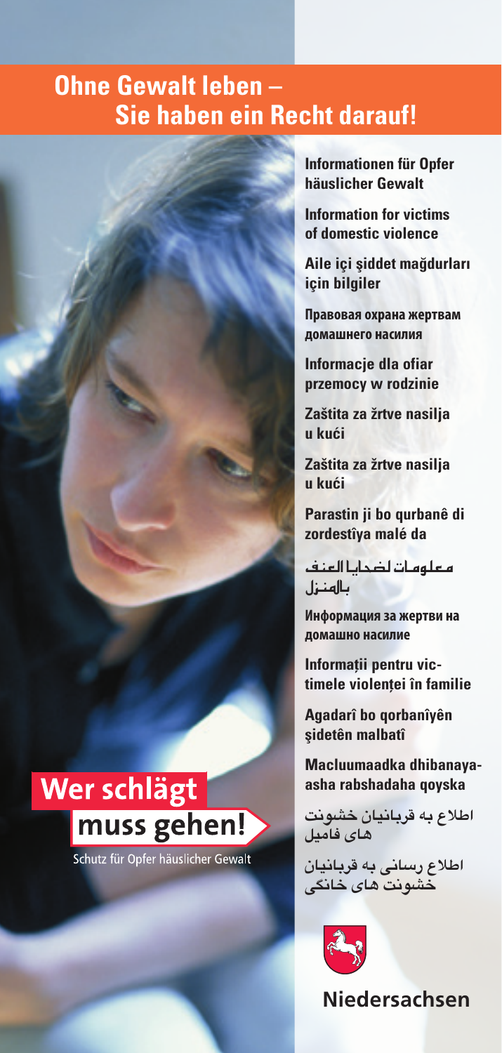# Ohne Gewalt leben – Sie haben ein Recht darauf!

**Informationen für Opfer häuslicher Gewalt**

**Information for victims of domestic violence**

**Aile içi şiddet mağdurları için bilgiler**

**Правовая охрана жертвам домашнего насилия**

**Informacje dla ofiar przemocy w rodzinie**

**Zaštita za žrtve nasilja u kući**

**Zaštita za žrtve nasilja u kući**

**Parastin ji bo qurbanê di zordestîya malé da**

**معلومات لضحايا العنف بالمنزل**

**Информация за жертви на домашно насилие**

**Informații pentru victimele violenței în familie**

**Agadarî bo qorbanîyên şidetên malbatî**

**Macluumaadka dhibanayaasha rabshadaha qoyska**

**اطلاع به قربانیان خشونت های فامیل**

**اطلاع رسانی به قربانیان خشونت های خانگی**

**Wer schlägt muss gehen!**

Schutz für Opfer häuslicher Gewalt

**Niedersachsen**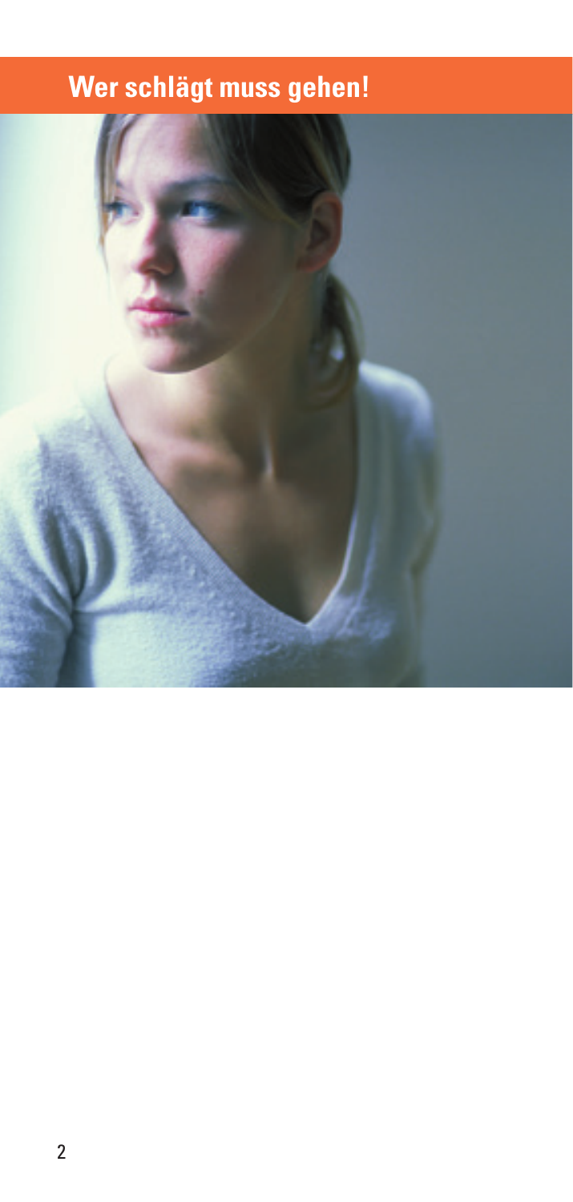# Wer schlägt muss gehen!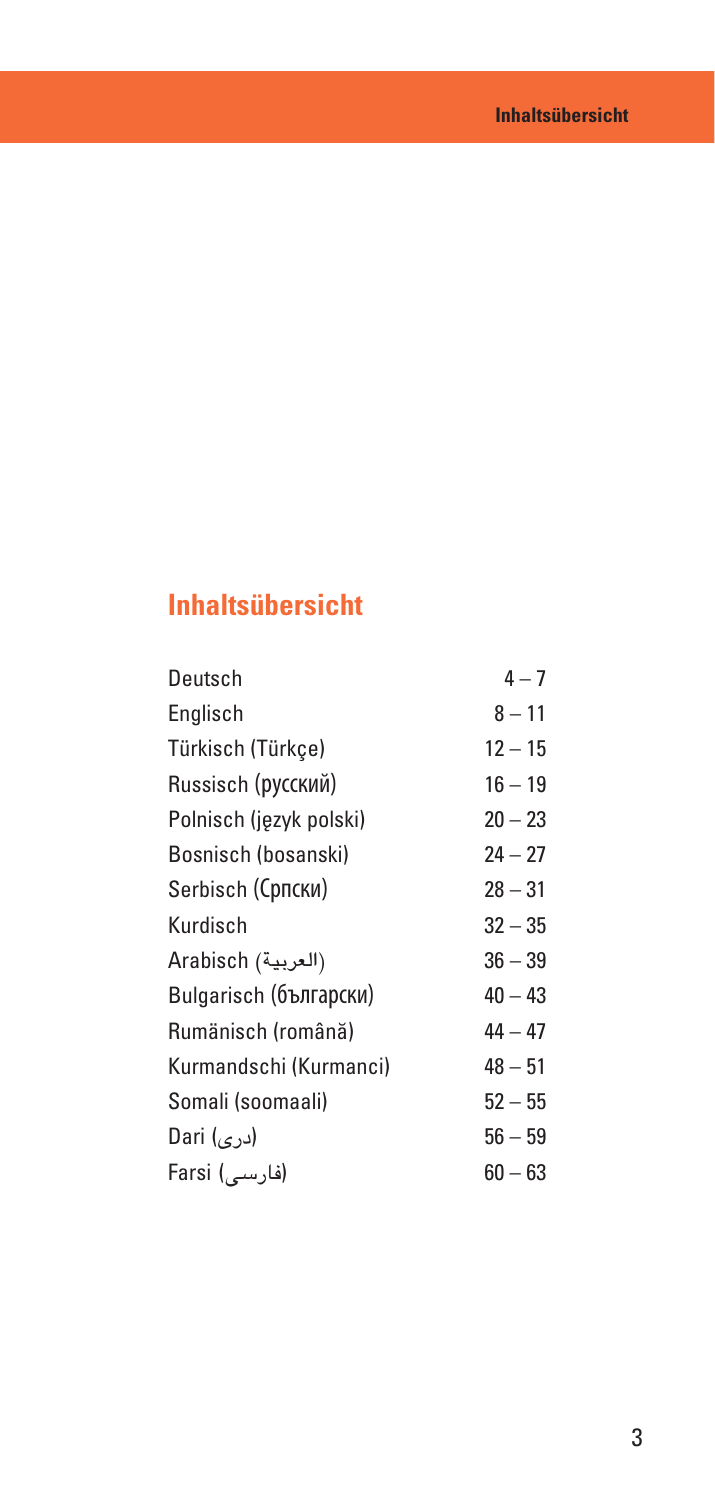## Inhaltsübersicht

| | |
|---|---|
| Deutsch | 4 – 7 |
| Englisch | 8 – 11 |
| Türkisch (Türkçe) | 12 – 15 |
| Russisch (русский) | 16 – 19 |
| Polnisch (język polski) | 20 – 23 |
| Bosnisch (bosanski) | 24 – 27 |
| Serbisch (Српски) | 28 – 31 |
| Kurdisch | 32 – 35 |
| Arabisch (العربية) | 36 – 39 |
| Bulgarisch (български) | 40 – 43 |
| Rumänisch (română) | 44 – 47 |
| Kurmandschi (Kurmanci) | 48 – 51 |
| Somali (soomaali) | 52 – 55 |
| Dari (دری) | 56 – 59 |
| Farsi (فارسی) | 60 – 63 |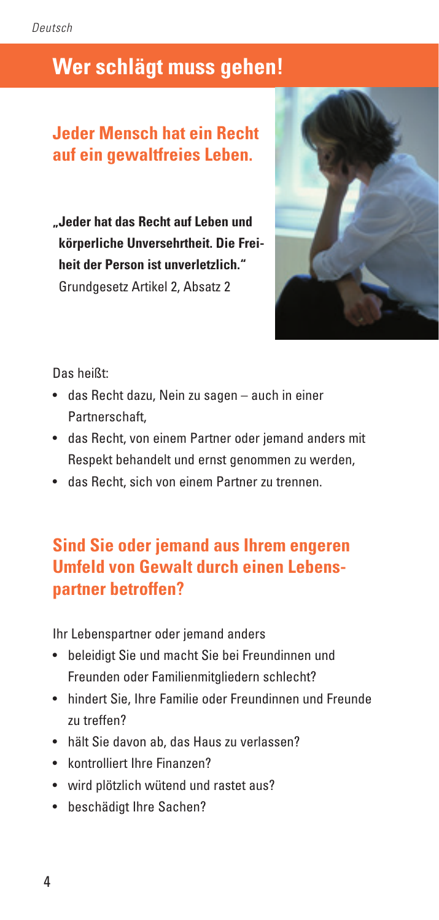# Wer schlägt muss gehen!

## Jeder Mensch hat ein Recht auf ein gewaltfreies Leben.

**„Jeder hat das Recht auf Leben und körperliche Unversehrtheit. Die Freiheit der Person ist unverletzlich."**
Grundgesetz Artikel 2, Absatz 2

Das heißt:

- das Recht dazu, Nein zu sagen – auch in einer Partnerschaft,
- das Recht, von einem Partner oder jemand anders mit Respekt behandelt und ernst genommen zu werden,
- das Recht, sich von einem Partner zu trennen.

## Sind Sie oder jemand aus Ihrem engeren Umfeld von Gewalt durch einen Lebenspartner betroffen?

Ihr Lebenspartner oder jemand anders

- beleidigt Sie und macht Sie bei Freundinnen und Freunden oder Familienmitgliedern schlecht?
- hindert Sie, Ihre Familie oder Freundinnen und Freunde zu treffen?
- hält Sie davon ab, das Haus zu verlassen?
- kontrolliert Ihre Finanzen?
- wird plötzlich wütend und rastet aus?
- beschädigt Ihre Sachen?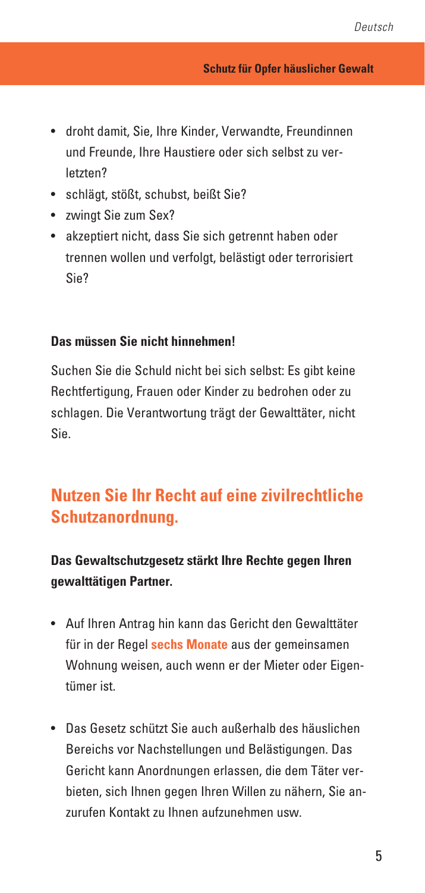- droht damit, Sie, Ihre Kinder, Verwandte, Freundinnen und Freunde, Ihre Haustiere oder sich selbst zu verletzten?
- schlägt, stößt, schubst, beißt Sie?
- zwingt Sie zum Sex?
- akzeptiert nicht, dass Sie sich getrennt haben oder trennen wollen und verfolgt, belästigt oder terrorisiert Sie?

**Das müssen Sie nicht hinnehmen!**

Suchen Sie die Schuld nicht bei sich selbst: Es gibt keine Rechtfertigung, Frauen oder Kinder zu bedrohen oder zu schlagen. Die Verantwortung trägt der Gewalttäter, nicht Sie.

## Nutzen Sie Ihr Recht auf eine zivilrechtliche Schutzanordnung.

**Das Gewaltschutzgesetz stärkt Ihre Rechte gegen Ihren gewalttätigen Partner.**

- Auf Ihren Antrag hin kann das Gericht den Gewalttäter für in der Regel **sechs Monate** aus der gemeinsamen Wohnung weisen, auch wenn er der Mieter oder Eigentümer ist.

- Das Gesetz schützt Sie auch außerhalb des häuslichen Bereichs vor Nachstellungen und Belästigungen. Das Gericht kann Anordnungen erlassen, die dem Täter verbieten, sich Ihnen gegen Ihren Willen zu nähern, Sie anzurufen Kontakt zu Ihnen aufzunehmen usw.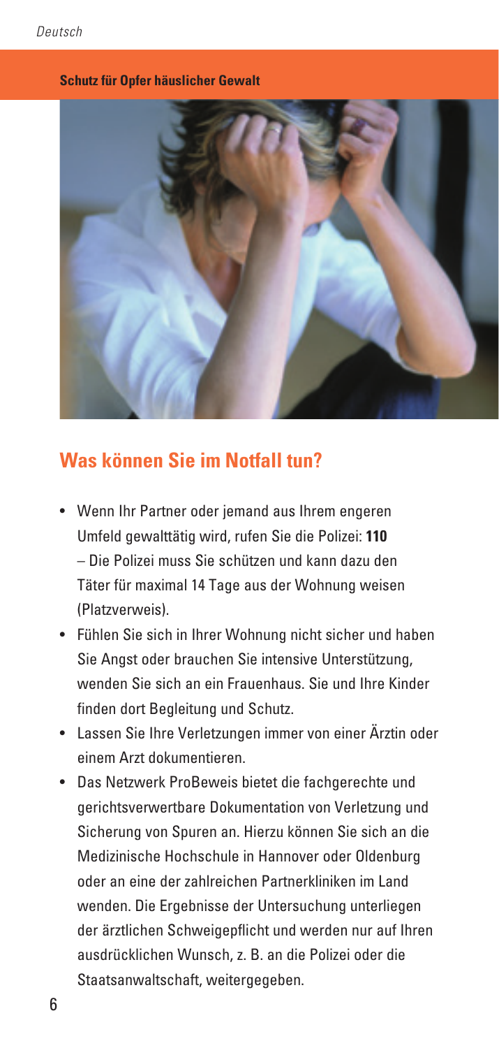**Schutz für Opfer häuslicher Gewalt**

## Was können Sie im Notfall tun?

- Wenn Ihr Partner oder jemand aus Ihrem engeren Umfeld gewalttätig wird, rufen Sie die Polizei: **110** – Die Polizei muss Sie schützen und kann dazu den Täter für maximal 14 Tage aus der Wohnung weisen (Platzverweis).
- Fühlen Sie sich in Ihrer Wohnung nicht sicher und haben Sie Angst oder brauchen Sie intensive Unterstützung, wenden Sie sich an ein Frauenhaus. Sie und Ihre Kinder finden dort Begleitung und Schutz.
- Lassen Sie Ihre Verletzungen immer von einer Ärztin oder einem Arzt dokumentieren.
- Das Netzwerk ProBeweis bietet die fachgerechte und gerichtsverwertbare Dokumentation von Verletzung und Sicherung von Spuren an. Hierzu können Sie sich an die Medizinische Hochschule in Hannover oder Oldenburg oder an eine der zahlreichen Partnerkliniken im Land wenden. Die Ergebnisse der Untersuchung unterliegen der ärztlichen Schweigepflicht und werden nur auf Ihren ausdrücklichen Wunsch, z. B. an die Polizei oder die Staatsanwaltschaft, weitergegeben.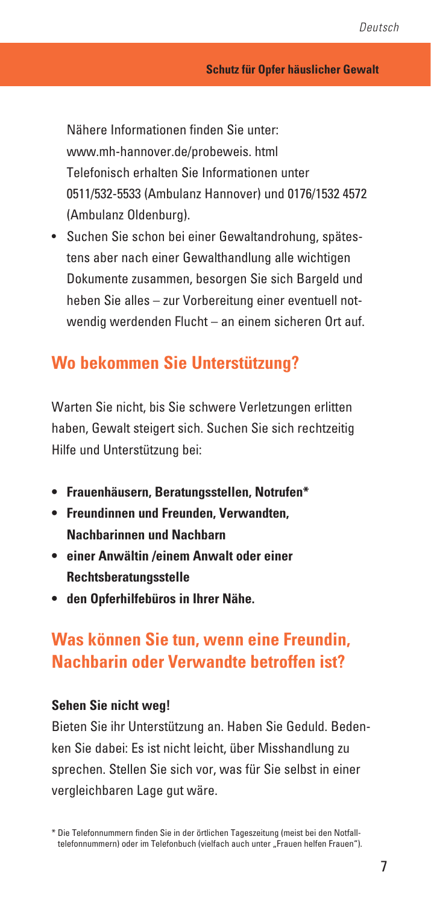Nähere Informationen finden Sie unter: www.mh-hannover.de/probeweis. html Telefonisch erhalten Sie Informationen unter 0511/532-5533 (Ambulanz Hannover) und 0176/1532 4572 (Ambulanz Oldenburg).

- Suchen Sie schon bei einer Gewaltandrohung, spätestens aber nach einer Gewalthandlung alle wichtigen Dokumente zusammen, besorgen Sie sich Bargeld und heben Sie alles – zur Vorbereitung einer eventuell notwendig werdenden Flucht – an einem sicheren Ort auf.

## Wo bekommen Sie Unterstützung?

Warten Sie nicht, bis Sie schwere Verletzungen erlitten haben, Gewalt steigert sich. Suchen Sie sich rechtzeitig Hilfe und Unterstützung bei:

- **Frauenhäusern, Beratungsstellen, Notrufen***
- **Freundinnen und Freunden, Verwandten, Nachbarinnen und Nachbarn**
- **einer Anwältin /einem Anwalt oder einer Rechtsberatungsstelle**
- **den Opferhilfebüros in Ihrer Nähe.**

## Was können Sie tun, wenn eine Freundin, Nachbarin oder Verwandte betroffen ist?

**Sehen Sie nicht weg!**

Bieten Sie ihr Unterstützung an. Haben Sie Geduld. Bedenken Sie dabei: Es ist nicht leicht, über Misshandlung zu sprechen. Stellen Sie sich vor, was für Sie selbst in einer vergleichbaren Lage gut wäre.

* Die Telefonnummern finden Sie in der örtlichen Tageszeitung (meist bei den Notfalltelefonnummern) oder im Telefonbuch (vielfach auch unter „Frauen helfen Frauen").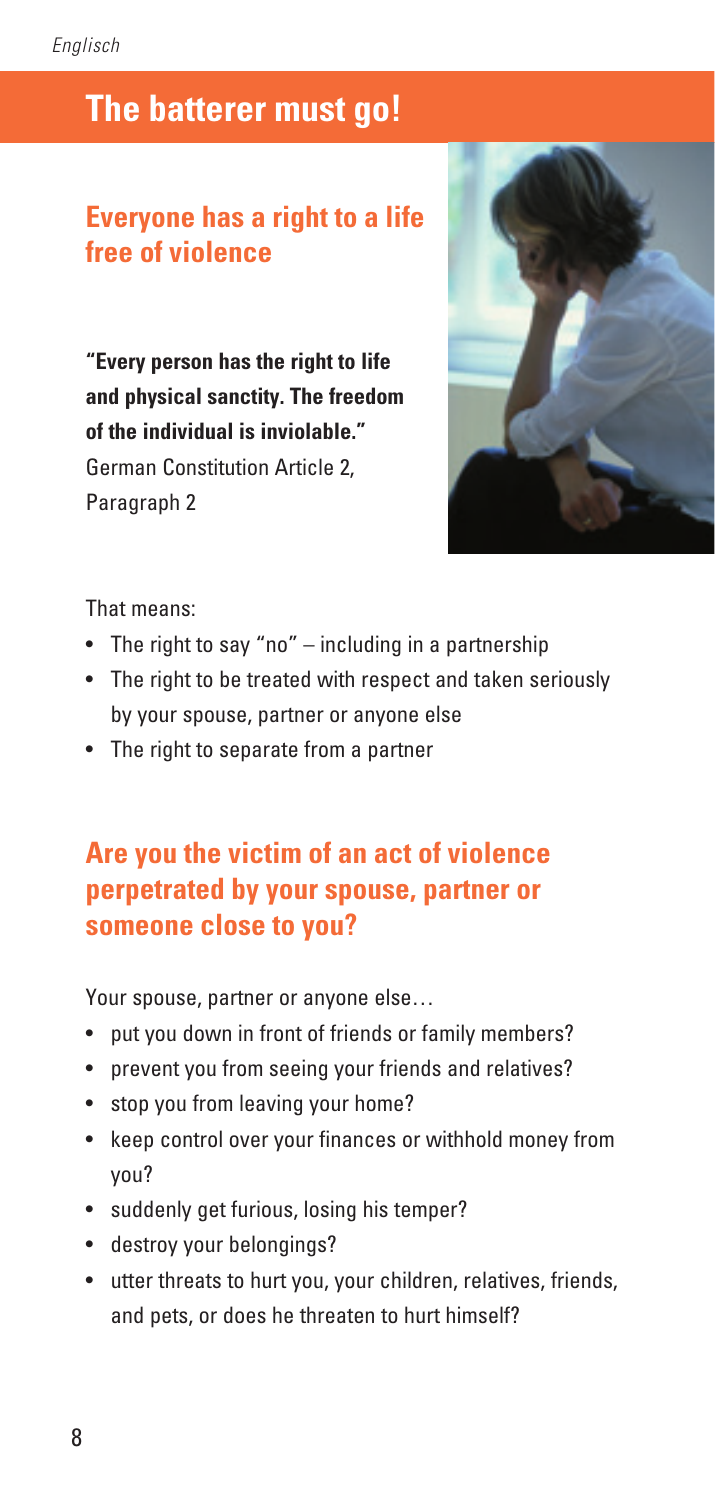# The batterer must go!

## Everyone has a right to a life free of violence

**"Every person has the right to life and physical sanctity. The freedom of the individual is inviolable."**
German Constitution Article 2, Paragraph 2

That means:

- The right to say "no" – including in a partnership
- The right to be treated with respect and taken seriously by your spouse, partner or anyone else
- The right to separate from a partner

## Are you the victim of an act of violence perpetrated by your spouse, partner or someone close to you?

Your spouse, partner or anyone else…

- put you down in front of friends or family members?
- prevent you from seeing your friends and relatives?
- stop you from leaving your home?
- keep control over your finances or withhold money from you?
- suddenly get furious, losing his temper?
- destroy your belongings?
- utter threats to hurt you, your children, relatives, friends, and pets, or does he threaten to hurt himself?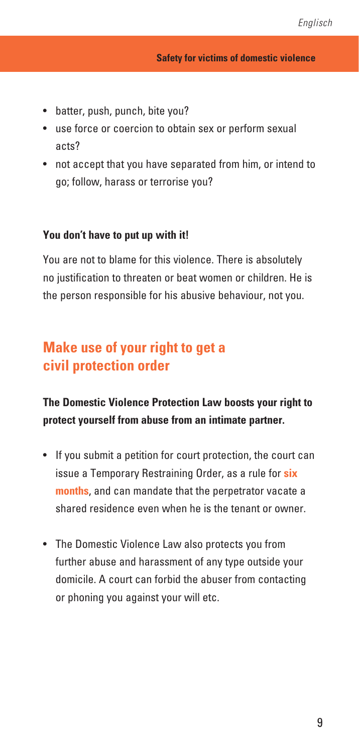- batter, push, punch, bite you?
- use force or coercion to obtain sex or perform sexual acts?
- not accept that you have separated from him, or intend to go; follow, harass or terrorise you?

**You don't have to put up with it!**

You are not to blame for this violence. There is absolutely no justification to threaten or beat women or children. He is the person responsible for his abusive behaviour, not you.

## Make use of your right to get a civil protection order

**The Domestic Violence Protection Law boosts your right to protect yourself from abuse from an intimate partner.**

- If you submit a petition for court protection, the court can issue a Temporary Restraining Order, as a rule for **six months**, and can mandate that the perpetrator vacate a shared residence even when he is the tenant or owner.

- The Domestic Violence Law also protects you from further abuse and harassment of any type outside your domicile. A court can forbid the abuser from contacting or phoning you against your will etc.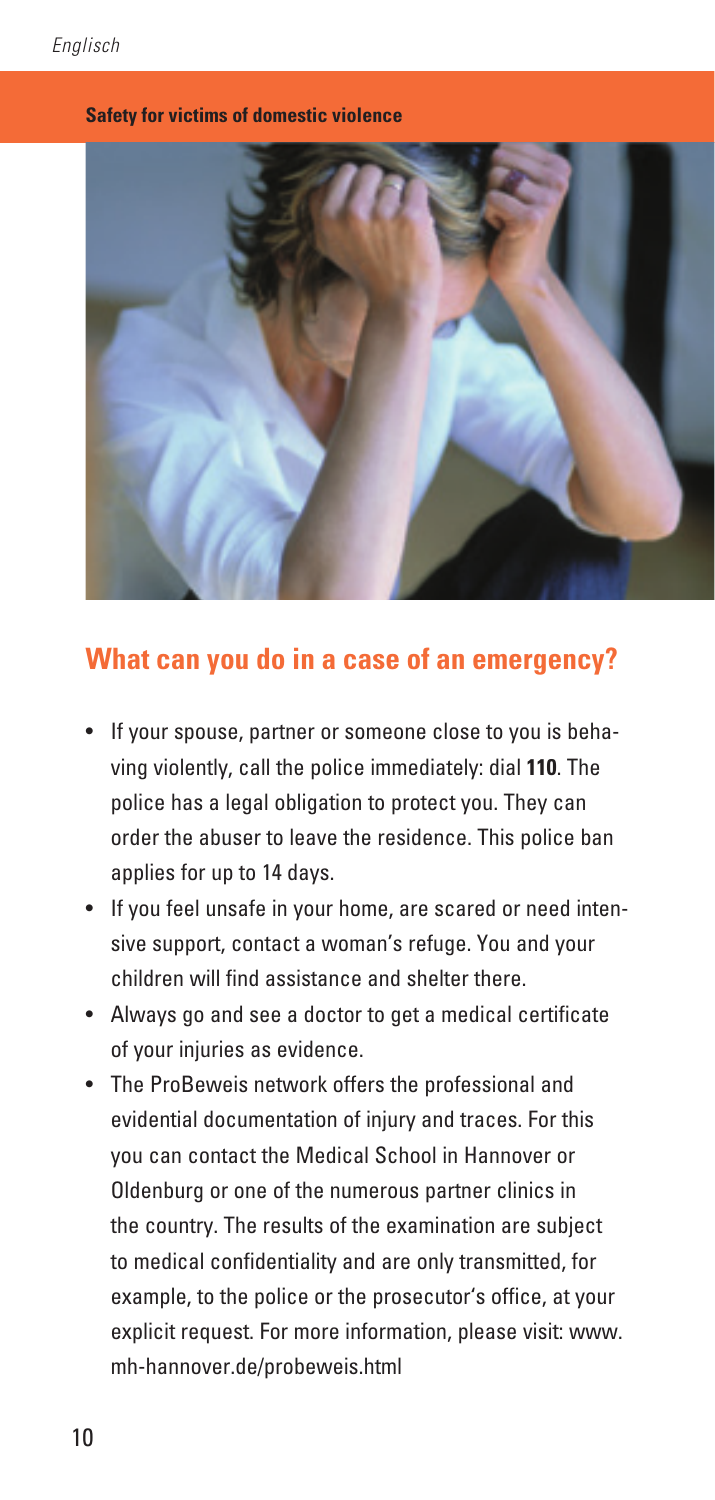**Safety for victims of domestic violence**

## What can you do in a case of an emergency?

- If your spouse, partner or someone close to you is behaving violently, call the police immediately: dial **110**. The police has a legal obligation to protect you. They can order the abuser to leave the residence. This police ban applies for up to 14 days.
- If you feel unsafe in your home, are scared or need intensive support, contact a woman's refuge. You and your children will find assistance and shelter there.
- Always go and see a doctor to get a medical certificate of your injuries as evidence.
- The ProBeweis network offers the professional and evidential documentation of injury and traces. For this you can contact the Medical School in Hannover or Oldenburg or one of the numerous partner clinics in the country. The results of the examination are subject to medical confidentiality and are only transmitted, for example, to the police or the prosecutor's office, at your explicit request. For more information, please visit: www.mh-hannover.de/probeweis.html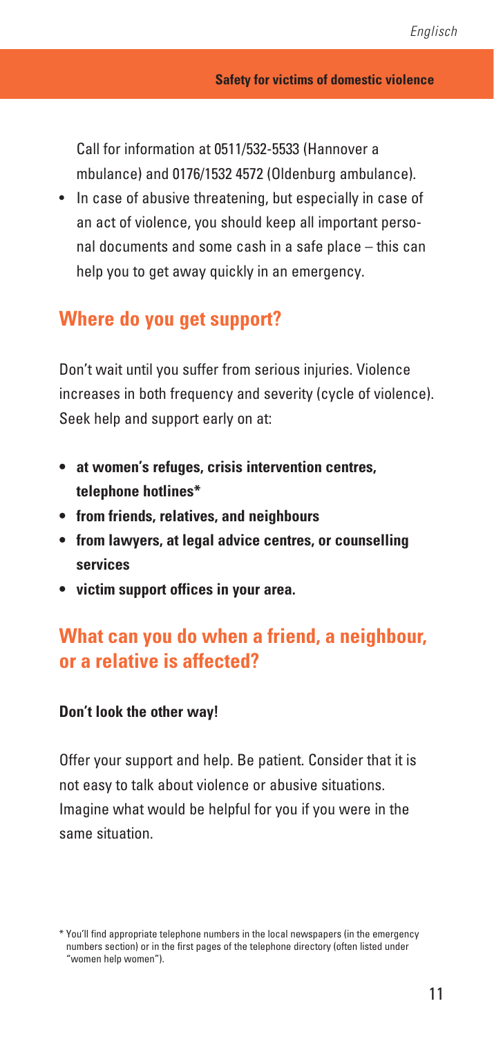Call for information at 0511/532-5533 (Hannover ambulance) and 0176/1532 4572 (Oldenburg ambulance).

- In case of abusive threatening, but especially in case of an act of violence, you should keep all important personal documents and some cash in a safe place – this can help you to get away quickly in an emergency.

## Where do you get support?

Don't wait until you suffer from serious injuries. Violence increases in both frequency and severity (cycle of violence). Seek help and support early on at:

- **at women's refuges, crisis intervention centres, telephone hotlines***
- **from friends, relatives, and neighbours**
- **from lawyers, at legal advice centres, or counselling services**
- **victim support offices in your area.**

## What can you do when a friend, a neighbour, or a relative is affected?

**Don't look the other way!**

Offer your support and help. Be patient. Consider that it is not easy to talk about violence or abusive situations. Imagine what would be helpful for you if you were in the same situation.

* You'll find appropriate telephone numbers in the local newspapers (in the emergency numbers section) or in the first pages of the telephone directory (often listed under "women help women").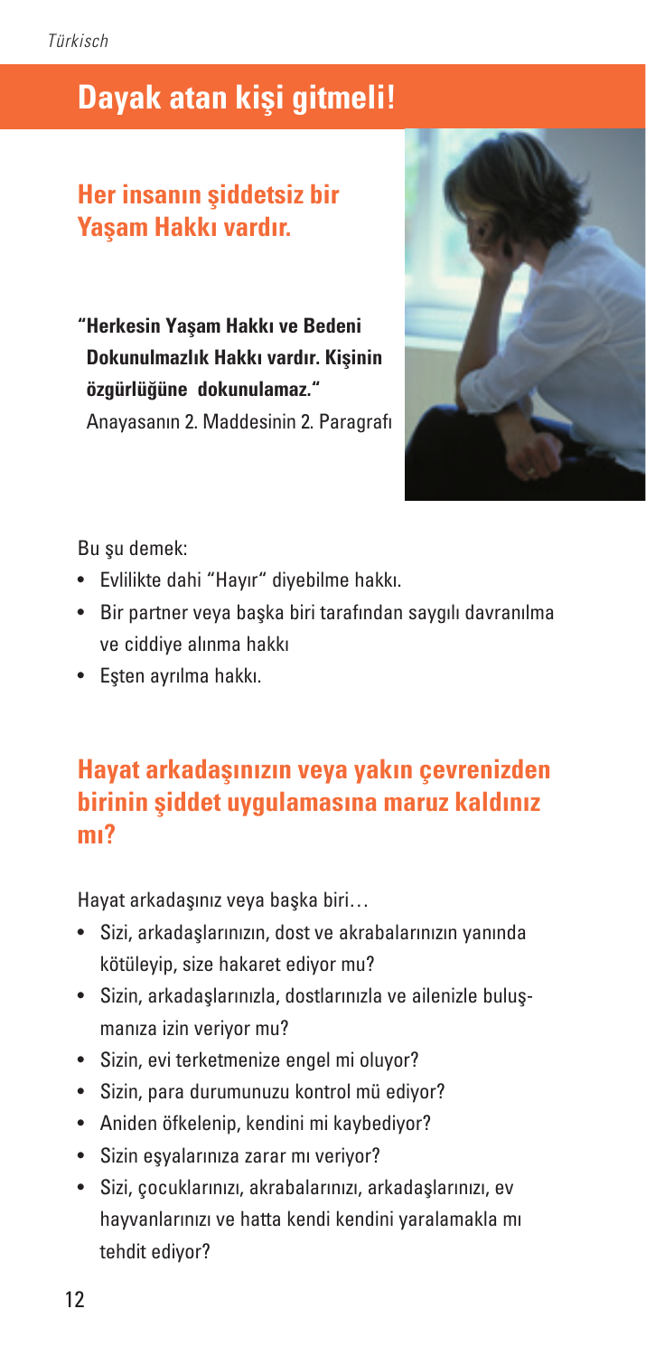# Dayak atan kişi gitmeli!

## Her insanın şiddetsiz bir Yaşam Hakkı vardır.

**"Herkesin Yaşam Hakkı ve Bedeni Dokunulmazlık Hakkı vardır. Kişinin özgürlüğüne dokunulamaz."**
Anayasanın 2. Maddesinin 2. Paragrafı

Bu şu demek:

- Evlilikte dahi "Hayır" diyebilme hakkı.
- Bir partner veya başka biri tarafından saygılı davranılma ve ciddiye alınma hakkı
- Eşten ayrılma hakkı.

## Hayat arkadaşınızın veya yakın çevrenizden birinin şiddet uygulamasına maruz kaldınız mı?

Hayat arkadaşınız veya başka biri…

- Sizi, arkadaşlarınızın, dost ve akrabalarınızın yanında kötüleyip, size hakaret ediyor mu?
- Sizin, arkadaşlarınızla, dostlarınızla ve ailenizle buluşmanıza izin veriyor mu?
- Sizin, evi terketmenize engel mi oluyor?
- Sizin, para durumunuzu kontrol mü ediyor?
- Aniden öfkelenip, kendini mi kaybediyor?
- Sizin eşyalarınıza zarar mı veriyor?
- Sizi, çocuklarınızı, akrabalarınızı, arkadaşlarınızı, ev hayvanlarınızı ve hatta kendi kendini yaralamakla mı tehdit ediyor?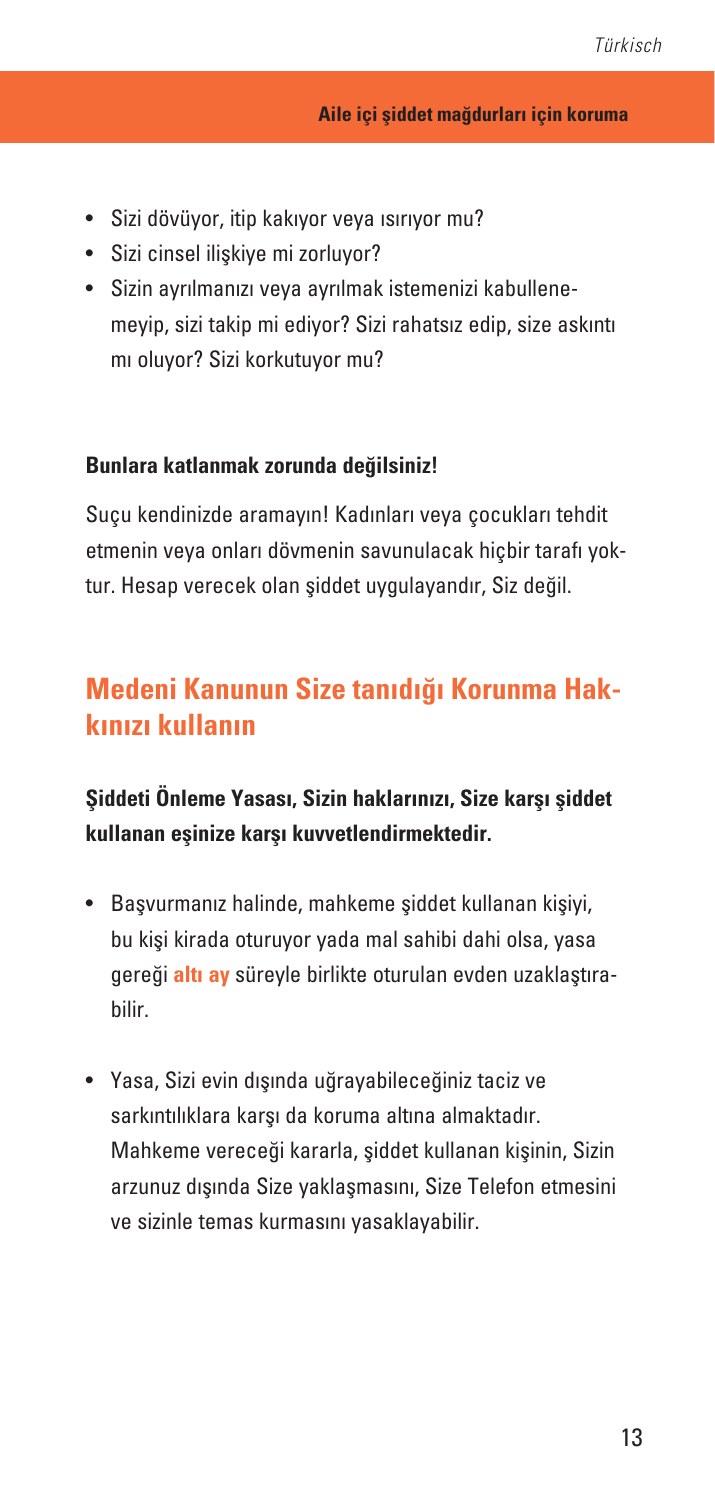- Sizi dövüyor, itip kakıyor veya ısırıyor mu?
- Sizi cinsel ilişkiye mi zorluyor?
- Sizin ayrılmanızı veya ayrılmak istemenizi kabullenemeyip, sizi takip mi ediyor? Sizi rahatsız edip, size askıntı mı oluyor? Sizi korkutuyor mu?

**Bunlara katlanmak zorunda değilsiniz!**

Suçu kendinizde aramayın! Kadınları veya çocukları tehdit etmenin veya onları dövmenin savunulacak hiçbir tarafı yoktur. Hesap verecek olan şiddet uygulayandır, Siz değil.

## Medeni Kanunun Size tanıdığı Korunma Hakkınızı kullanın

**Şiddeti Önleme Yasası, Sizin haklarınızı, Size karşı şiddet kullanan eşinize karşı kuvvetlendirmektedir.**

- Başvurmanız halinde, mahkeme şiddet kullanan kişiyi, bu kişi kirada oturuyor yada mal sahibi dahi olsa, yasa gereği **altı ay** süreyle birlikte oturulan evden uzaklaştırabilir.

- Yasa, Sizi evin dışında uğrayabileceğiniz taciz ve sarkıntılıklara karşı da koruma altına almaktadır. Mahkeme vereceği kararla, şiddet kullanan kişinin, Sizin arzunuz dışında Size yaklaşmasını, Size Telefon etmesini ve sizinle temas kurmasını yasaklayabilir.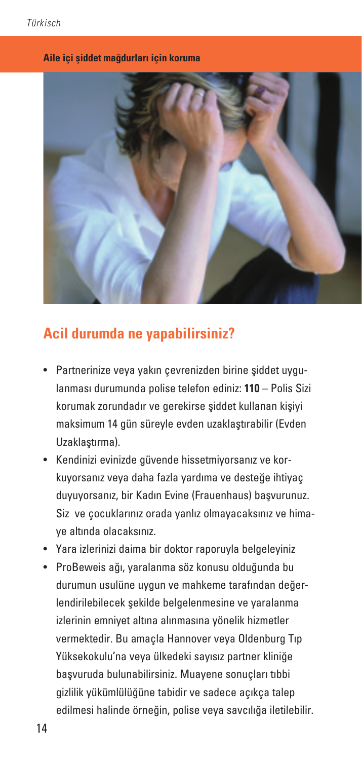Aile içi şiddet mağdurları için koruma

## Acil durumda ne yapabilirsiniz?

- Partnerinize veya yakın çevrenizden birine şiddet uygulanması durumunda polise telefon ediniz: **110** – Polis Sizi korumak zorundadır ve gerekirse şiddet kullanan kişiyi maksimum 14 gün süreyle evden uzaklaştırabilir (Evden Uzaklaştırma).
- Kendinizi evinizde güvende hissetmiyorsanız ve korkuyorsanız veya daha fazla yardıma ve desteğe ihtiyaç duyuyorsanız, bir Kadın Evine (Frauenhaus) başvurunuz. Siz ve çocuklarınız orada yalnız olmayacaksınız ve himaye altında olacaksınız.
- Yara izlerinizi daima bir doktor raporuyla belgeleyiniz
- ProBeweis ağı, yaralanma söz konusu olduğunda bu durumun usulüne uygun ve mahkeme tarafından değerlendirilebilecek şekilde belgelenmesine ve yaralanma izlerinin emniyet altına alınmasına yönelik hizmetler vermektedir. Bu amaçla Hannover veya Oldenburg Tıp Yüksekokulu'na veya ülkedeki sayısız partner kliniğe başvuruda bulunabilirsiniz. Muayene sonuçları tıbbi gizlilik yükümlülüğüne tabidir ve sadece açıkça talep edilmesi halinde örneğin, polise veya savcılığa iletilebilir.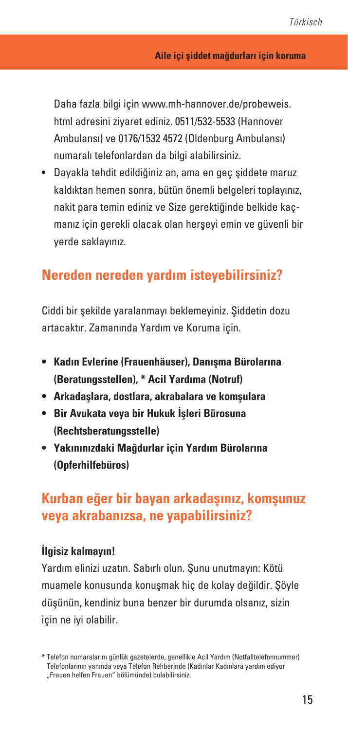Daha fazla bilgi için www.mh-hannover.de/probeweis.html adresini ziyaret ediniz. 0511/532-5533 (Hannover Ambulansı) ve 0176/1532 4572 (Oldenburg Ambulansı) numaralı telefonlardan da bilgi alabilirsiniz.

- Dayakla tehdit edildiğiniz an, ama en geç şiddete maruz kaldıktan hemen sonra, bütün önemli belgeleri toplayınız, nakit para temin ediniz ve Size gerektiğinde belkide kaçmanız için gerekli olacak olan herşeyi emin ve güvenli bir yerde saklayınız.

## Nereden nereden yardım isteyebilirsiniz?

Ciddi bir şekilde yaralanmayı beklemeyiniz. Şiddetin dozu artacaktır. Zamanında Yardım ve Koruma için.

- **Kadın Evlerine (Frauenhäuser), Danışma Bürolarına (Beratungsstellen), * Acil Yardıma (Notruf)**
- **Arkadaşlara, dostlara, akrabalara ve komşulara**
- **Bir Avukata veya bir Hukuk İşleri Bürosuna (Rechtsberatungsstelle)**
- **Yakınınızdaki Mağdurlar için Yardım Bürolarına (Opferhilfebüros)**

## Kurban eğer bir bayan arkadaşınız, komşunuz veya akrabanızsa, ne yapabilirsiniz?

**İlgisiz kalmayın!**

Yardım elinizi uzatın. Sabırlı olun. Şunu unutmayın: Kötü muamele konusunda konuşmak hiç de kolay değildir. Şöyle düşünün, kendiniz buna benzer bir durumda olsanız, sizin için ne iyi olabilir.

* Telefon numaralarını günlük gazetelerde, genellikle Acil Yardım (Notfalltelefonnummer) Telefonlarının yanında veya Telefon Rehberinde (Kadınlar Kadınlara yardım ediyor „Frauen helfen Frauen" bölümünde) bulabilirsiniz.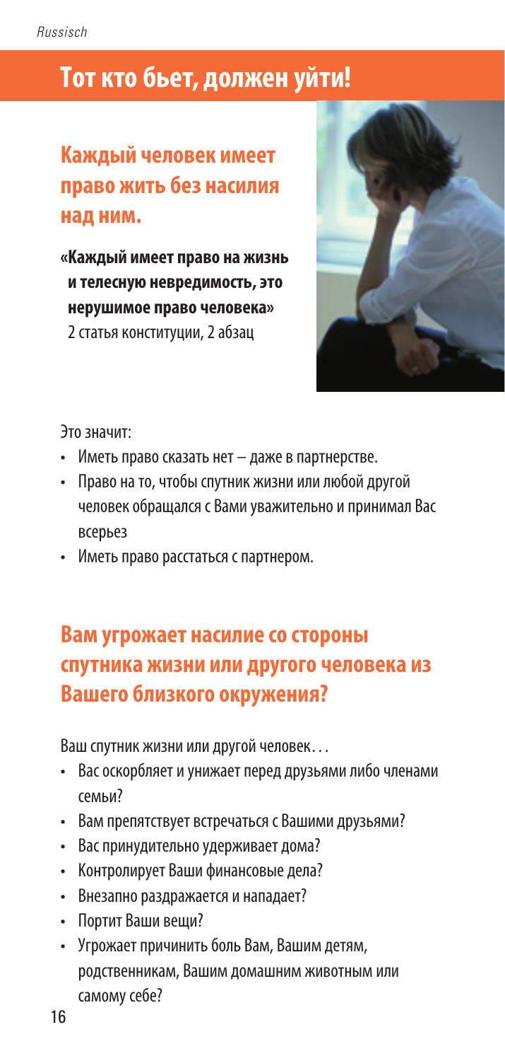# Тот кто бьет, должен уйти!

## Каждый человек имеет право жить без насилия над ним.

**«Каждый имеет право на жизнь и телесную невредимость, это нерушимое право человека»**
2 статья конституции, 2 абзац

Это значит:

- Иметь право сказать нет – даже в партнерстве.
- Право на то, чтобы спутник жизни или любой другой человек обращался с Вами уважительно и принимал Вас всерьез
- Иметь право расстаться с партнером.

## Вам угрожает насилие со стороны спутника жизни или другого человека из Вашего близкого окружения?

Ваш спутник жизни или другой человек…

- Вас оскорбляет и унижает перед друзьями либо членами семьи?
- Вам препятствует встречаться с Вашими друзьями?
- Вас принудительно удерживает дома?
- Контролирует Ваши финансовые дела?
- Внезапно раздражается и нападает?
- Портит Ваши вещи?
- Угрожает причинить боль Вам, Вашим детям, родственникам, Вашим домашним животным или самому себе?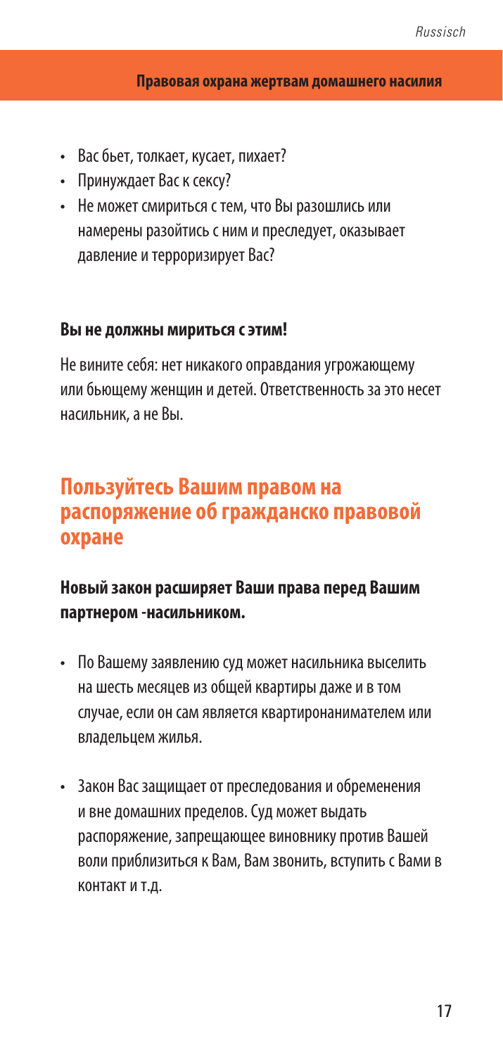- Вас бьет, толкает, кусает, пихает?
- Принуждает Вас к сексу?
- Не может смириться с тем, что Вы разошлись или намерены разойтись с ним и преследует, оказывает давление и терроризирует Вас?

**Вы не должны мириться с этим!**

Не вините себя: нет никакого оправдания угрожающему или бьющему женщин и детей. Ответственность за это несет насильник, а не Вы.

## Пользуйтесь Вашим правом на распоряжение об гражданско правовой охране

**Новый закон расширяет Ваши права перед Вашим партнером -насильником.**

- По Вашему заявлению суд может насильника выселить на шесть месяцев из общей квартиры даже и в том случае, если он сам является квартиронанимателем или владельцем жилья.

- Закон Вас защищает от преследования и обременения и вне домашних пределов. Суд может выдать распоряжение, запрещающее виновнику против Вашей воли приблизиться к Вам, Вам звонить, вступить с Вами в контакт и т.д.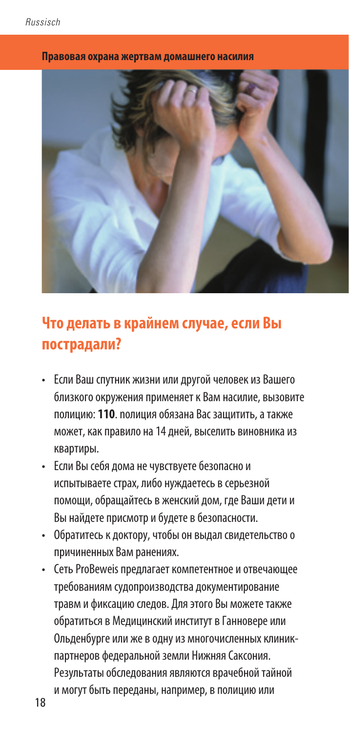Правовая охрана жертвам домашнего насилия

## Что делать в крайнем случае, если Вы пострадали?

- Если Ваш спутник жизни или другой человек из Вашего близкого окружения применяет к Вам насилие, вызовите полицию: **110**. полиция обязана Вас защитить, а также может, как правило на 14 дней, выселить виновника из квартиры.
- Если Вы себя дома не чувствуете безопасно и испытываете страх, либо нуждаетесь в серьезной помощи, обращайтесь в женский дом, где Ваши дети и Вы найдете присмотр и будете в безопасности.
- Обратитесь к доктору, чтобы он выдал свидетельство о причиненных Вам ранениях.
- Сеть ProBeweis предлагает компетентное и отвечающее требованиям судопроизводства документирование травм и фиксацию следов. Для этого Вы можете также обратиться в Медицинский институт в Ганновере или Ольденбурге или же в одну из многочисленных клиник-партнеров федеральной земли Нижняя Саксония. Результаты обследования являются врачебной тайной и могут быть переданы, например, в полицию или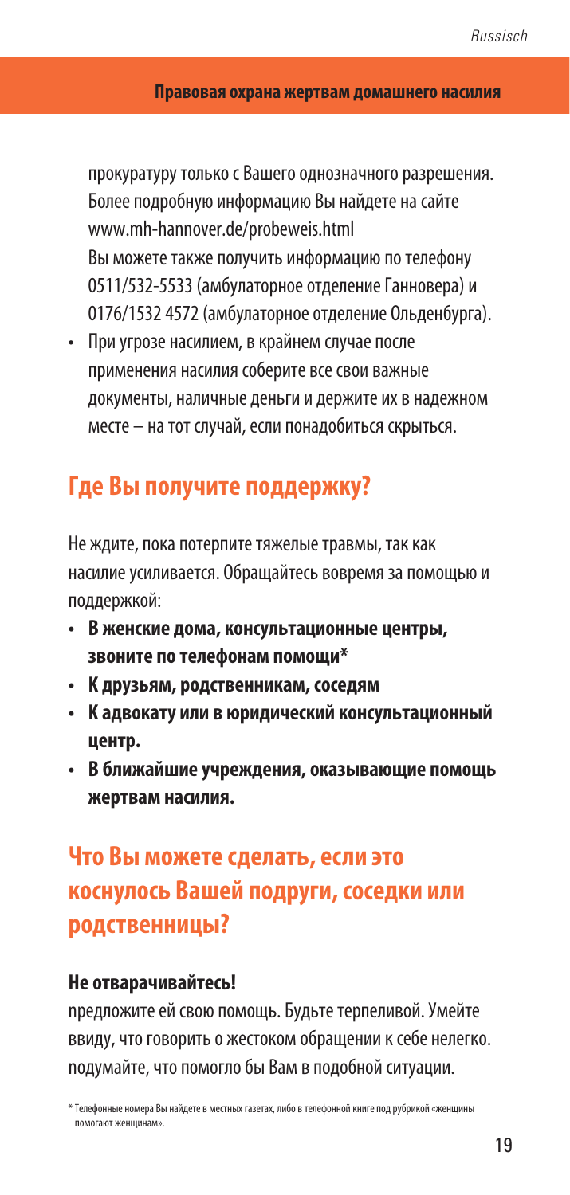прокуратуру только с Вашего однозначного разрешения. Более подробную информацию Вы найдете на сайте www.mh-hannover.de/probeweis.html
Вы можете также получить информацию по телефону 0511/532-5533 (амбулаторное отделение Ганновера) и 0176/1532 4572 (амбулаторное отделение Ольденбурга).

- При угрозе насилием, в крайнем случае после применения насилия соберите все свои важные документы, наличные деньги и держите их в надежном месте – на тот случай, если понадобиться скрыться.

## Где Вы получите поддержку?

Не ждите, пока потерпите тяжелые травмы, так как насилие усиливается. Обращайтесь вовремя за помощью и поддержкой:

- **В женские дома, консультационные центры, звоните по телефонам помощи***
- **К друзьям, родственникам, соседям**
- **К адвокату или в юридический консультационный центр.**
- **В ближайшие учреждения, оказывающие помощь жертвам насилия.**

## Что Вы можете сделать, если это коснулось Вашей подруги, соседки или родственницы?

**Не отварачивайтесь!**

предложите ей свою помощь. Будьте терпеливой. Умейте ввиду, что говорить о жестоком обращении к себе нелегко. подумайте, что помогло бы Вам в подобной ситуации.

* Телефонные номера Вы найдете в местных газетах, либо в телефонной книге под рубрикой «женщины помогают женщинам».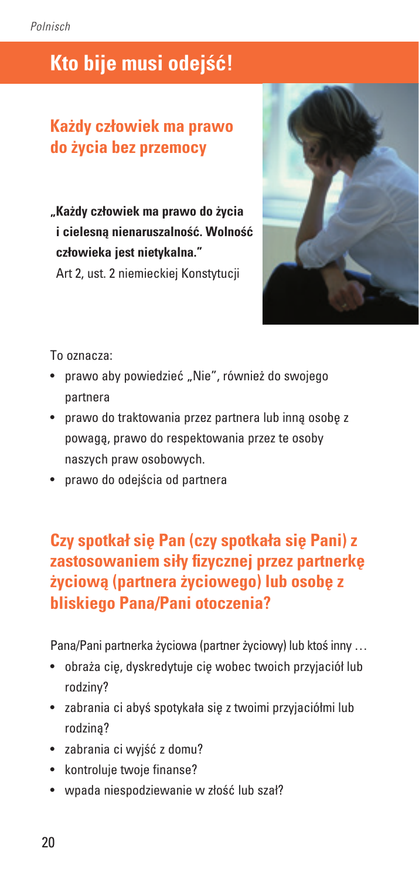# Kto bije musi odejść!

## Każdy człowiek ma prawo do życia bez przemocy

**„Każdy człowiek ma prawo do życia i cielesną nienaruszalność. Wolność człowieka jest nietykalna."**
Art 2, ust. 2 niemieckiej Konstytucji

To oznacza:

- prawo aby powiedzieć „Nie", również do swojego partnera
- prawo do traktowania przez partnera lub inną osobę z powagą, prawo do respektowania przez te osoby naszych praw osobowych.
- prawo do odejścia od partnera

## Czy spotkał się Pan (czy spotkała się Pani) z zastosowaniem siły fizycznej przez partnerkę życiową (partnera życiowego) lub osobę z bliskiego Pana/Pani otoczenia?

Pana/Pani partnerka życiowa (partner życiowy) lub ktoś inny …

- obraża cię, dyskredytuje cię wobec twoich przyjaciół lub rodziny?
- zabrania ci abyś spotykała się z twoimi przyjaciółmi lub rodziną?
- zabrania ci wyjść z domu?
- kontroluje twoje finanse?
- wpada niespodziewanie w złość lub szał?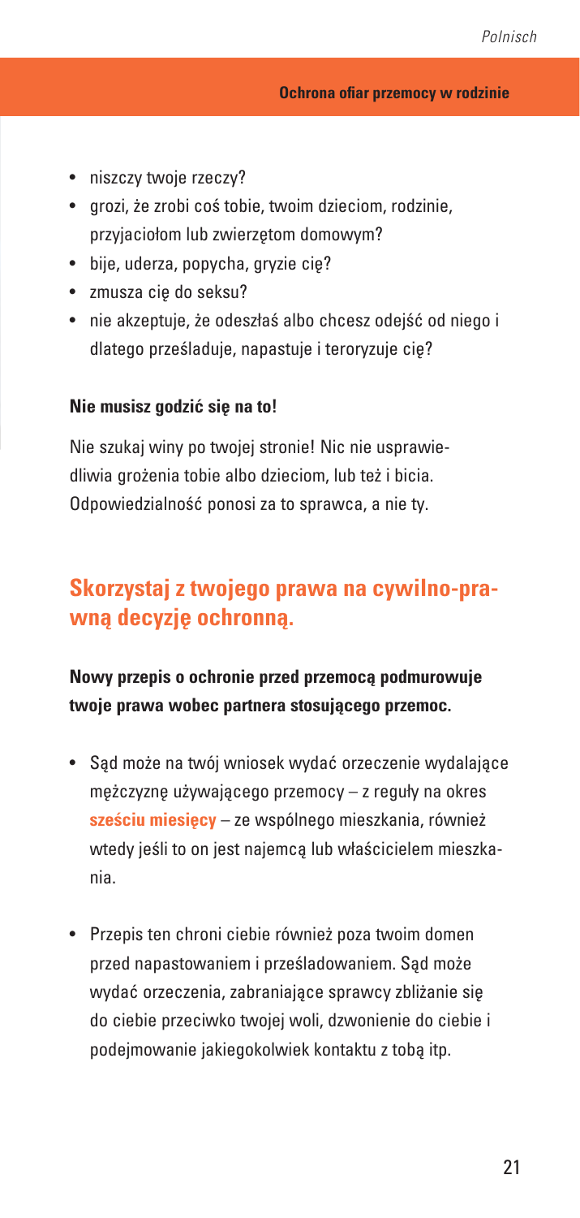- niszczy twoje rzeczy?
- grozi, że zrobi coś tobie, twoim dzieciom, rodzinie, przyjaciołom lub zwierzętom domowym?
- bije, uderza, popycha, gryzie cię?
- zmusza cię do seksu?
- nie akceptuje, że odeszłaś albo chcesz odejść od niego i dlatego prześladuje, napastuje i teroryzuje cię?

**Nie musisz godzić się na to!**

Nie szukaj winy po twojej stronie! Nic nie usprawiedliwia grożenia tobie albo dzieciom, lub też i bicia. Odpowiedzialność ponosi za to sprawca, a nie ty.

## Skorzystaj z twojego prawa na cywilno-prawną decyzję ochronną.

**Nowy przepis o ochronie przed przemocą podmurowuje twoje prawa wobec partnera stosującego przemoc.**

- Sąd może na twój wniosek wydać orzeczenie wydalające mężczyznę używającego przemocy – z reguły na okres **sześciu miesięcy** – ze wspólnego mieszkania, również wtedy jeśli to on jest najemcą lub właścicielem mieszkania.

- Przepis ten chroni ciebie również poza twoim domen przed napastowaniem i prześladowaniem. Sąd może wydać orzeczenia, zabraniające sprawcy zbliżanie się do ciebie przeciwko twojej woli, dzwonienie do ciebie i podejmowanie jakiegokolwiek kontaktu z tobą itp.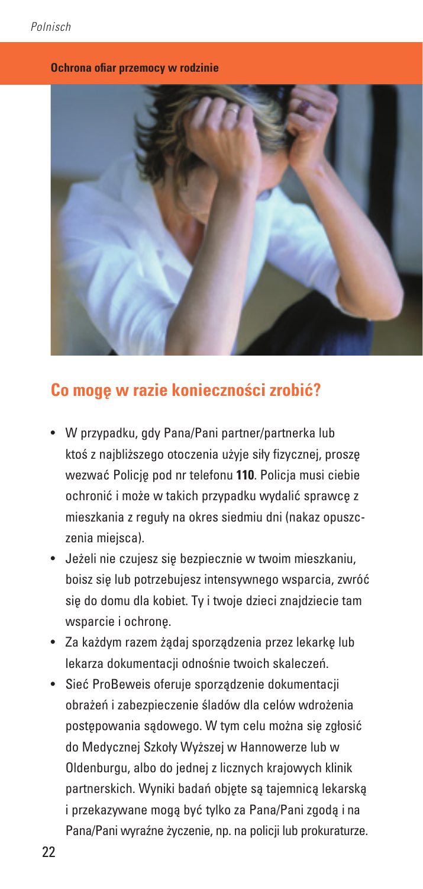## Co mogę w razie konieczności zrobić?

- W przypadku, gdy Pana/Pani partner/partnerka lub ktoś z najbliższego otoczenia użyje siły fizycznej, proszę wezwać Policję pod nr telefonu **110**. Policja musi ciebie ochronić i może w takich przypadku wydalić sprawcę z mieszkania z reguły na okres siedmiu dni (nakaz opuszczenia miejsca).
- Jeżeli nie czujesz się bezpiecznie w twoim mieszkaniu, boisz się lub potrzebujesz intensywnego wsparcia, zwróć się do domu dla kobiet. Ty i twoje dzieci znajdziecie tam wsparcie i ochronę.
- Za każdym razem żądaj sporządzenia przez lekarkę lub lekarza dokumentacji odnośnie twoich skaleczeń.
- Sieć ProBeweis oferuje sporządzenie dokumentacji obrażeń i zabezpieczenie śladów dla celów wdrożenia postępowania sądowego. W tym celu można się zgłosić do Medycznej Szkoły Wyższej w Hannowerze lub w Oldenburgu, albo do jednej z licznych krajowych klinik partnerskich. Wyniki badań objęte są tajemnicą lekarską i przekazywane mogą być tylko za Pana/Pani zgodą i na Pana/Pani wyraźne życzenie, np. na policji lub prokuraturze.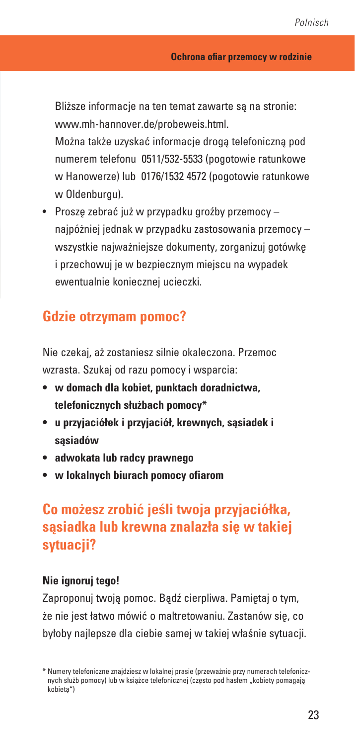Bliższe informacje na ten temat zawarte są na stronie: www.mh-hannover.de/probeweis.html.
Można także uzyskać informacje drogą telefoniczną pod numerem telefonu 0511/532-5533 (pogotowie ratunkowe w Hanowerze) lub 0176/1532 4572 (pogotowie ratunkowe w Oldenburgu).

- Proszę zebrać już w przypadku groźby przemocy – najpóźniej jednak w przypadku zastosowania przemocy – wszystkie najważniejsze dokumenty, zorganizuj gotówkę i przechowuj je w bezpiecznym miejscu na wypadek ewentualnie koniecznej ucieczki.

## Gdzie otrzymam pomoc?

Nie czekaj, aż zostaniesz silnie okaleczona. Przemoc wzrasta. Szukaj od razu pomocy i wsparcia:

- **w domach dla kobiet, punktach doradnictwa, telefonicznych służbach pomocy***
- **u przyjaciółek i przyjaciół, krewnych, sąsiadek i sąsiadów**
- **adwokata lub radcy prawnego**
- **w lokalnych biurach pomocy ofiarom**

## Co możesz zrobić jeśli twoja przyjaciółka, sąsiadka lub krewna znalazła się w takiej sytuacji?

**Nie ignoruj tego!**

Zaproponuj twoją pomoc. Bądź cierpliwa. Pamiętaj o tym, że nie jest łatwo mówić o maltretowaniu. Zastanów się, co byłoby najlepsze dla ciebie samej w takiej właśnie sytuacji.

* Numery telefoniczne znajdziesz w lokalnej prasie (przeważnie przy numerach telefonicznych służb pomocy) lub w książce telefonicznej (często pod hasłem „kobiety pomagają kobietą")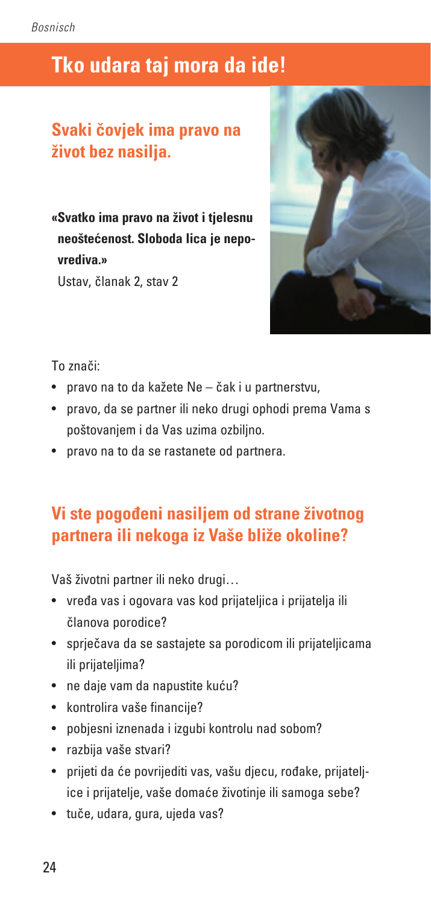# Tko udara taj mora da ide!

## Svaki čovjek ima pravo na život bez nasilja.

**«Svatko ima pravo na život i tjelesnu neoštećenost. Sloboda lica je nepovrediva.»**
Ustav, članak 2, stav 2

To znači:

- pravo na to da kažete Ne – čak i u partnerstvu,
- pravo, da se partner ili neko drugi ophodi prema Vama s poštovanjem i da Vas uzima ozbiljno.
- pravo na to da se rastanete od partnera.

## Vi ste pogođeni nasiljem od strane životnog partnera ili nekoga iz Vaše bliže okoline?

Vaš životni partner ili neko drugi…

- vređa vas i ogovara vas kod prijateljica i prijatelja ili članova porodice?
- sprječava da se sastajete sa porodicom ili prijateljicama ili prijateljima?
- ne daje vam da napustite kuću?
- kontrolira vaše financije?
- pobjesni iznenada i izgubi kontrolu nad sobom?
- razbija vaše stvari?
- prijeti da će povrijediti vas, vašu djecu, rođake, prijateljice i prijatelje, vaše domaće životinje ili samoga sebe?
- tuče, udara, gura, ujeda vas?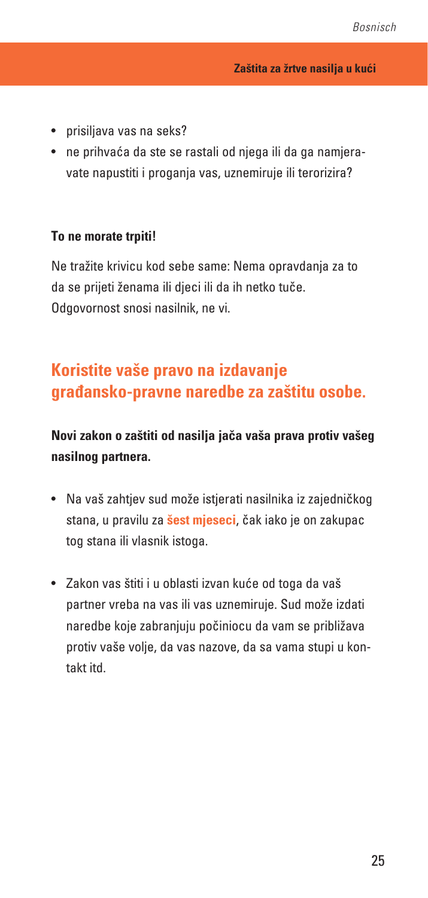- prisiljava vas na seks?
- ne prihvaća da ste se rastali od njega ili da ga namjeravate napustiti i proganja vas, uznemiruje ili terorizira?

**To ne morate trpiti!**

Ne tražite krivicu kod sebe same: Nema opravdanja za to da se prijeti ženama ili djeci ili da ih netko tuče. Odgovornost snosi nasilnik, ne vi.

## Koristite vaše pravo na izdavanje građansko-pravne naredbe za zaštitu osobe.

**Novi zakon o zaštiti od nasilja jača vaša prava protiv vašeg nasilnog partnera.**

- Na vaš zahtjev sud može istjerati nasilnika iz zajedničkog stana, u pravilu za **šest mjeseci**, čak iako je on zakupac tog stana ili vlasnik istoga.

- Zakon vas štiti i u oblasti izvan kuće od toga da vaš partner vreba na vas ili vas uznemiruje. Sud može izdati naredbe koje zabranjuju počiniocu da vam se približava protiv vaše volje, da vas nazove, da sa vama stupi u kontakt itd.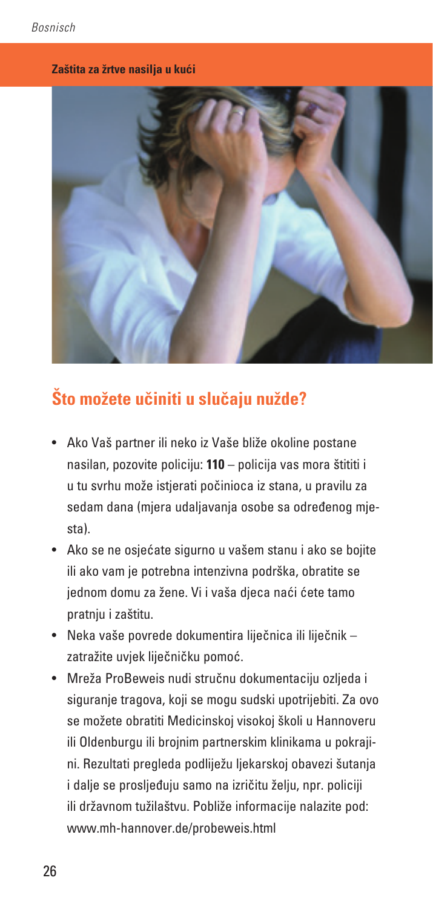**Zaštita za žrtve nasilja u kući**

## Što možete učiniti u slučaju nužde?

- Ako Vaš partner ili neko iz Vaše bliže okoline postane nasilan, pozovite policiju: **110** – policija vas mora štititi i u tu svrhu može istjerati počinioca iz stana, u pravilu za sedam dana (mjera udaljavanja osobe sa određenog mjesta).
- Ako se ne osjećate sigurno u vašem stanu i ako se bojite ili ako vam je potrebna intenzivna podrška, obratite se jednom domu za žene. Vi i vaša djeca naći ćete tamo pratnju i zaštitu.
- Neka vaše povrede dokumentira liječnica ili liječnik – zatražite uvjek liječničku pomoć.
- Mreža ProBeweis nudi stručnu dokumentaciju ozljeda i siguranje tragova, koji se mogu sudski upotrijebiti. Za ovo se možete obratiti Medicinskoj visokoj školi u Hannoveru ili Oldenburgu ili brojnim partnerskim klinikama u pokrajini. Rezultati pregleda podliježu ljekarskoj obavezi šutanja i dalje se prosljeđuju samo na izričitu želju, npr. policiji ili državnom tužilaštvu. Pobliže informacije nalazite pod: www.mh-hannover.de/probeweis.html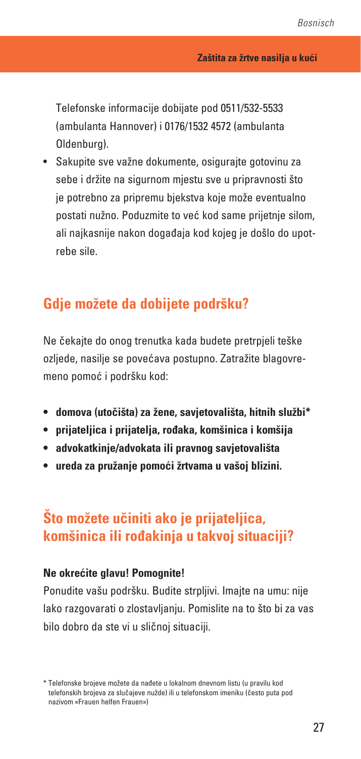Telefonske informacije dobijate pod 0511/532-5533 (ambulanta Hannover) i 0176/1532 4572 (ambulanta Oldenburg).

- Sakupite sve važne dokumente, osigurajte gotovinu za sebe i držite na sigurnom mjestu sve u pripravnosti što je potrebno za pripremu bjekstva koje može eventualno postati nužno. Poduzmite to već kod same prijetnje silom, ali najkasnije nakon događaja kod kojeg je došlo do upotrebe sile.

## Gdje možete da dobijete podršku?

Ne čekajte do onog trenutka kada budete pretrpjeli teške ozljede, nasilje se povećava postupno. Zatražite blagovremeno pomoć i podršku kod:

- **domova (utočišta) za žene, savjetovališta, hitnih službi***
- **prijateljica i prijatelja, rođaka, komšinica i komšija**
- **advokatkinje/advokata ili pravnog savjetovališta**
- **ureda za pružanje pomoći žrtvama u vašoj blizini.**

## Što možete učiniti ako je prijateljica, komšinica ili rođakinja u takvoj situaciji?

**Ne okrećite glavu! Pomognite!**

Ponudite vašu podršku. Budite strpljivi. Imajte na umu: nije lako razgovarati o zlostavljanju. Pomislite na to što bi za vas bilo dobro da ste vi u sličnoj situaciji.

\* Telefonske brojeve možete da nađete u lokalnom dnevnom listu (u pravilu kod telefonskih brojeva za slučajeve nužde) ili u telefonskom imeniku (često puta pod nazivom «Frauen helfen Frauen»)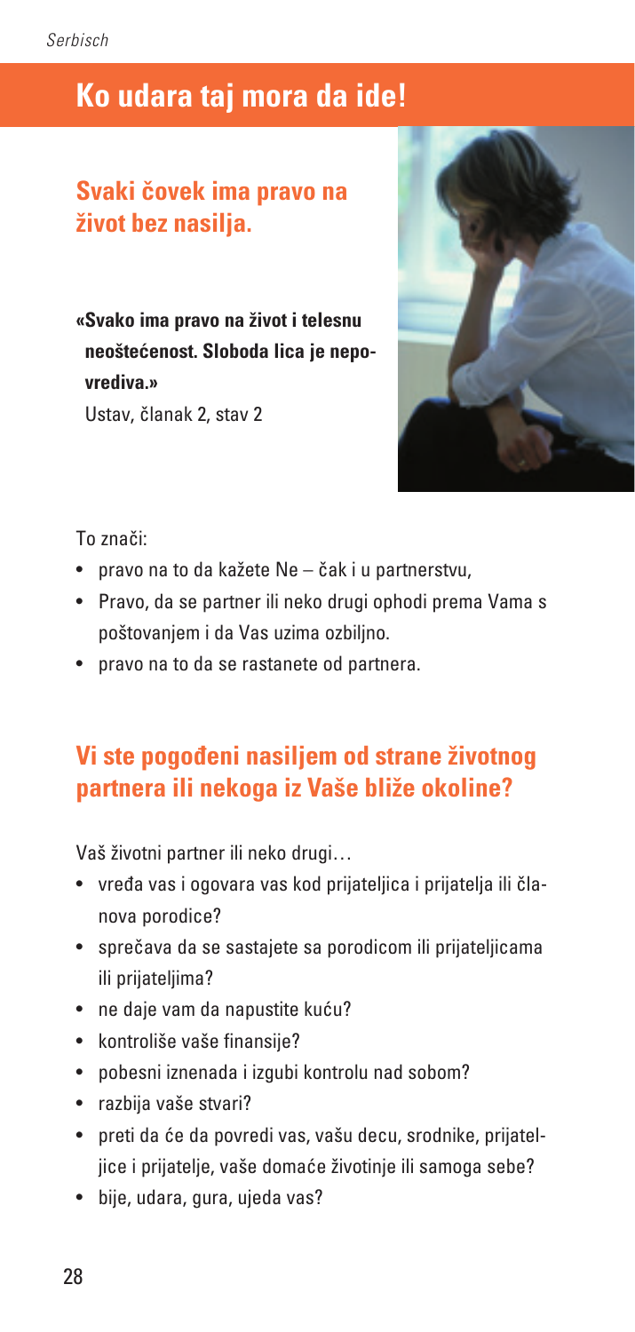# Ko udara taj mora da ide!

## Svaki čovek ima pravo na život bez nasilja.

**«Svako ima pravo na život i telesnu neoštećenost. Sloboda lica je nepovrediva.»**
Ustav, članak 2, stav 2

To znači:

- pravo na to da kažete Ne – čak i u partnerstvu,
- Pravo, da se partner ili neko drugi ophodi prema Vama s poštovanjem i da Vas uzima ozbiljno.
- pravo na to da se rastanete od partnera.

## Vi ste pogođeni nasiljem od strane životnog partnera ili nekoga iz Vaše bliže okoline?

Vaš životni partner ili neko drugi…

- vređa vas i ogovara vas kod prijateljica i prijatelja ili članova porodice?
- sprečava da se sastajete sa porodicom ili prijateljicama ili prijateljima?
- ne daje vam da napustite kuću?
- kontroliše vaše finansije?
- pobesni iznenada i izgubi kontrolu nad sobom?
- razbija vaše stvari?
- preti da će da povredi vas, vašu decu, srodnike, prijateljice i prijatelje, vaše domaće životinje ili samoga sebe?
- bije, udara, gura, ujeda vas?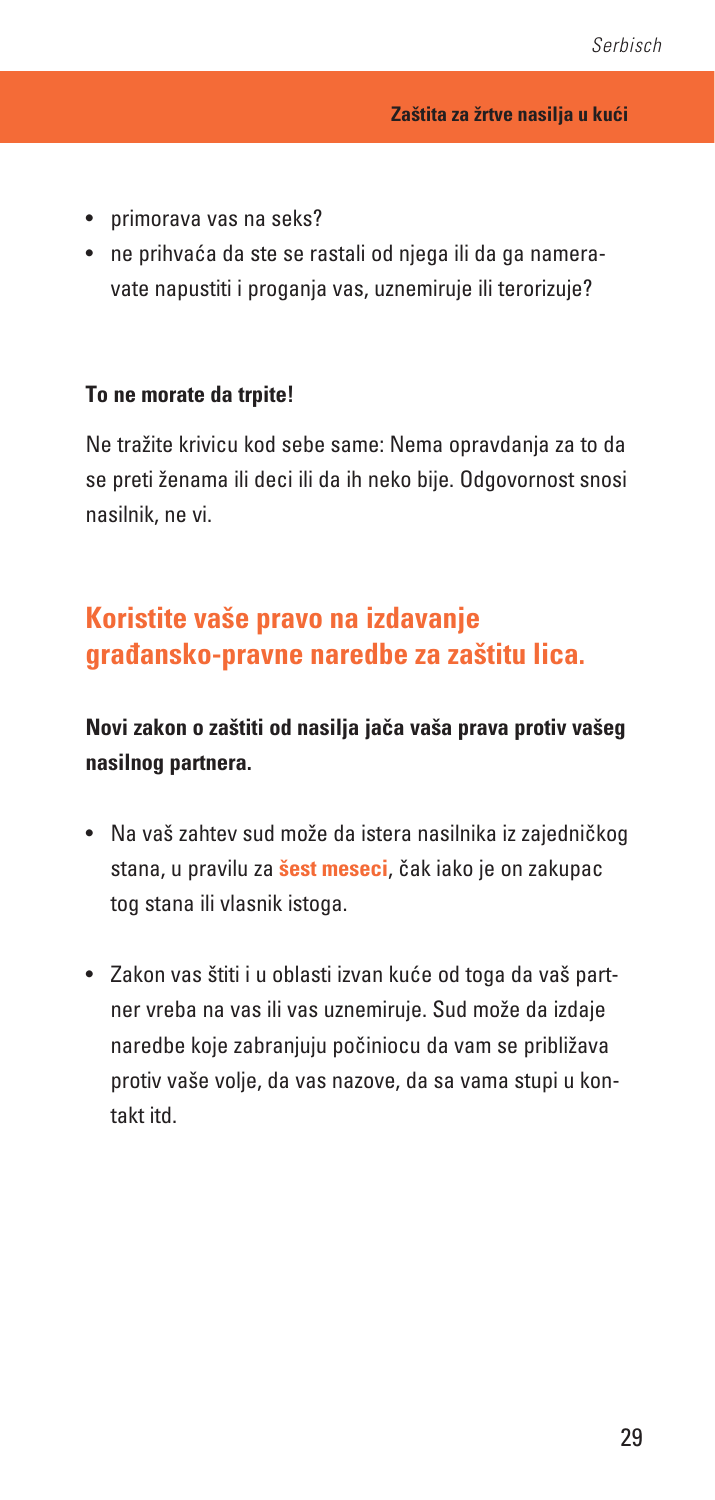- primorava vas na seks?
- ne prihvaća da ste se rastali od njega ili da ga nameravate napustiti i proganja vas, uznemiruje ili terorizuje?

**To ne morate da trpite!**

Ne tražite krivicu kod sebe same: Nema opravdanja za to da se preti ženama ili deci ili da ih neko bije. Odgovornost snosi nasilnik, ne vi.

## Koristite vaše pravo na izdavanje građansko-pravne naredbe za zaštitu lica.

**Novi zakon o zaštiti od nasilja jača vaša prava protiv vašeg nasilnog partnera.**

- Na vaš zahtev sud može da istera nasilnika iz zajedničkog stana, u pravilu za **šest meseci**, čak iako je on zakupac tog stana ili vlasnik istoga.
- Zakon vas štiti i u oblasti izvan kuće od toga da vaš partner vreba na vas ili vas uznemiruje. Sud može da izdaje naredbe koje zabranjuju počiniocu da vam se približava protiv vaše volje, da vas nazove, da sa vama stupi u kontakt itd.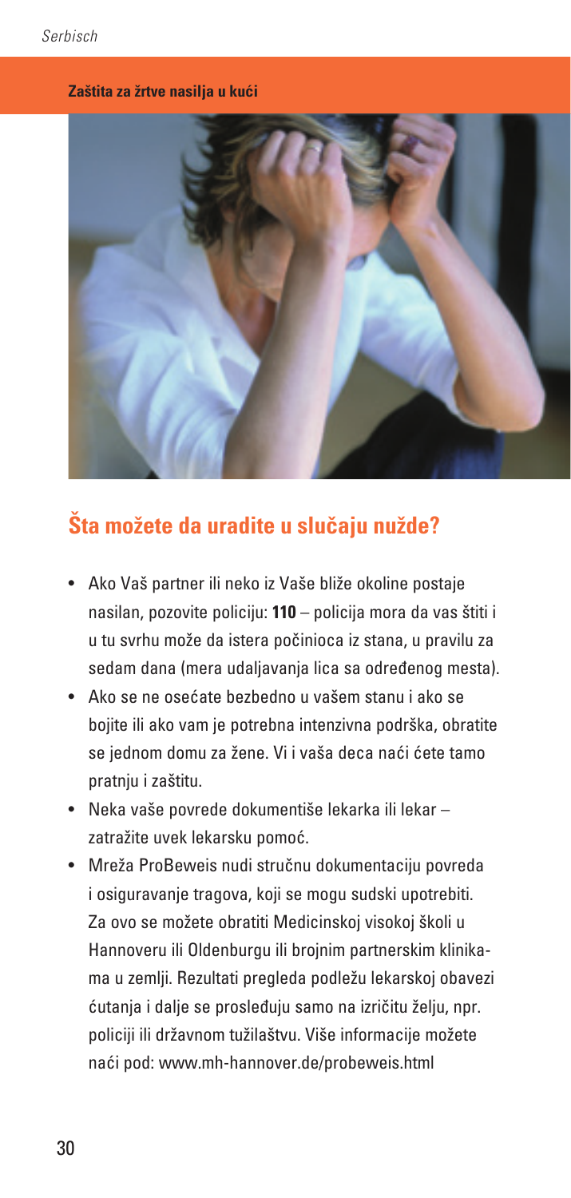**Zaštita za žrtve nasilja u kući**

## Šta možete da uradite u slučaju nužde?

- Ako Vaš partner ili neko iz Vaše bliže okoline postaje nasilan, pozovite policiju: **110** – policija mora da vas štiti i u tu svrhu može da istera počinioca iz stana, u pravilu za sedam dana (mera udaljavanja lica sa određenog mesta).
- Ako se ne osećate bezbedno u vašem stanu i ako se bojite ili ako vam je potrebna intenzivna podrška, obratite se jednom domu za žene. Vi i vaša deca naći ćete tamo pratnju i zaštitu.
- Neka vaše povrede dokumentiše lekarka ili lekar – zatražite uvek lekarsku pomoć.
- Mreža ProBeweis nudi stručnu dokumentaciju povreda i osiguravanje tragova, koji se mogu sudski upotrebiti. Za ovo se možete obratiti Medicinskoj visokoj školi u Hannoveru ili Oldenburgu ili brojnim partnerskim klinikama u zemlji. Rezultati pregleda podležu lekarskoj obavezi ćutanja i dalje se prosleđuju samo na izričitu želju, npr. policiji ili državnom tužilaštvu. Više informacije možete naći pod: www.mh-hannover.de/probeweis.html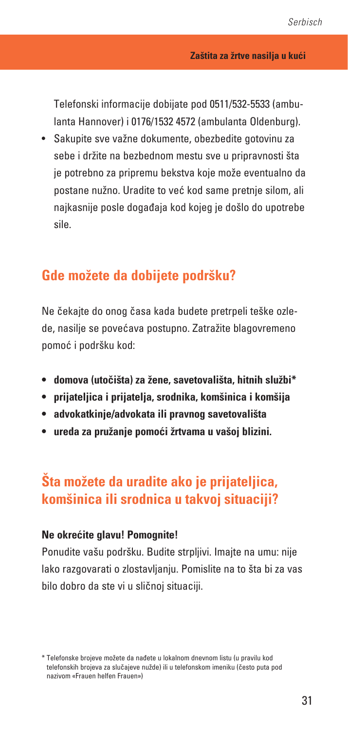Telefonski informacije dobijate pod 0511/532-5533 (ambulanta Hannover) i 0176/1532 4572 (ambulanta Oldenburg).

- Sakupite sve važne dokumente, obezbedite gotovinu za sebe i držite na bezbednom mestu sve u pripravnosti šta je potrebno za pripremu bekstva koje može eventualno da postane nužno. Uradite to već kod same pretnje silom, ali najkasnije posle događaja kod kojeg je došlo do upotrebe sile.

## Gde možete da dobijete podršku?

Ne čekajte do onog časa kada budete pretrpeli teške ozlede, nasilje se povećava postupno. Zatražite blagovremeno pomoć i podršku kod:

- **domova (utočišta) za žene, savetovališta, hitnih službi***
- **prijateljica i prijatelja, srodnika, komšinica i komšija**
- **advokatkinje/advokata ili pravnog savetovališta**
- **ureda za pružanje pomoći žrtvama u vašoj blizini.**

## Šta možete da uradite ako je prijateljica, komšinica ili srodnica u takvoj situaciji?

**Ne okrećite glavu! Pomognite!**

Ponudite vašu podršku. Budite strpljivi. Imajte na umu: nije lako razgovarati o zlostavljanju. Pomislite na to šta bi za vas bilo dobro da ste vi u sličnoj situaciji.

\* Telefonske brojeve možete da nađete u lokalnom dnevnom listu (u pravilu kod telefonskih brojeva za slučajeve nužde) ili u telefonskom imeniku (često puta pod nazivom «Frauen helfen Frauen»)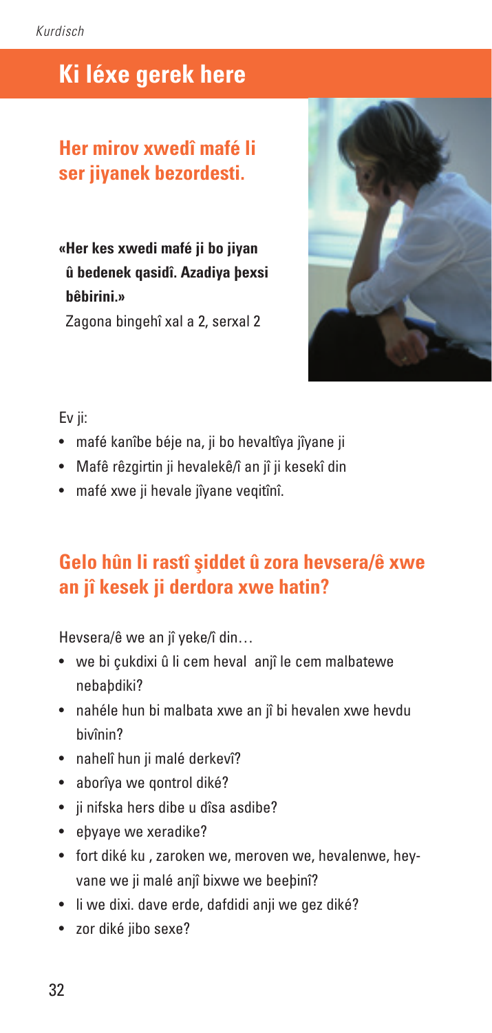# Ki léxe gerek here

## Her mirov xwedî mafé li ser jiyanek bezordesti.

**«Her kes xwedi mafé ji bo jiyan û bedenek qasidî. Azadiya þexsi bêbirini.»**

Zagona bingehî xal a 2, serxal 2

Ev ji:

- mafé kanîbe béje na, ji bo hevaltîya jîyane ji
- Mafê rêzgirtin ji hevalekê/î an jî ji kesekî din
- mafé xwe ji hevale jîyane veqitînî.

## Gelo hûn li rastî şiddet û zora hevsera/ê xwe an jî kesek ji derdora xwe hatin?

Hevsera/ê we an jî yeke/î din…

- we bi çukdixi û li cem heval anjî le cem malbatewe nebaþdiki?
- nahéle hun bi malbata xwe an jî bi hevalen xwe hevdu bivînin?
- nahelî hun ji malé derkevî?
- aborîya we qontrol diké?
- ji nifska hers dibe u dîsa asdibe?
- eþyaye we xeradike?
- fort diké ku , zaroken we, meroven we, hevalenwe, heyvane we ji malé anjî bixwe we beeþinî?
- li we dixi. dave erde, dafdidi anji we gez diké?
- zor diké jibo sexe?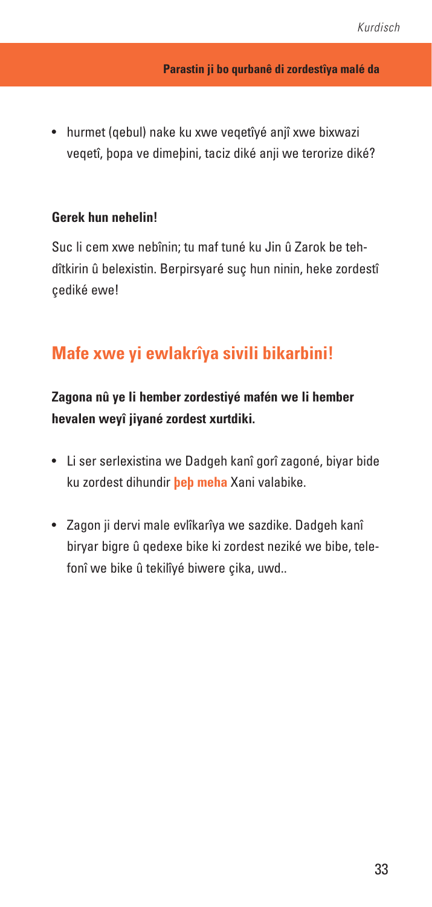- hurmet (qebul) nake ku xwe veqetîyé anjî xwe bixwazi veqetî, þopa ve dimeþini, taciz diké anji we terorize diké?

**Gerek hun nehelin!**

Suc li cem xwe nebînin; tu maf tuné ku Jin û Zarok be tehdîtkirin û belexistin. Berpirsyaré suç hun ninin, heke zordestî çediké ewe!

## Mafe xwe yi ewlakrîya sivili bikarbini!

**Zagona nû ye li hember zordestiyé mafén we li hember hevalen weyî jiyané zordest xurtdiki.**

- Li ser serlexistina we Dadgeh kanî gorî zagoné, biyar bide ku zordest dihundir **þeþ meha** Xani valabike.
- Zagon ji dervi male evlîkarîya we sazdike. Dadgeh kanî biryar bigre û qedexe bike ki zordest neziké we bibe, telefonî we bike û tekilîyé biwere çika, uwd..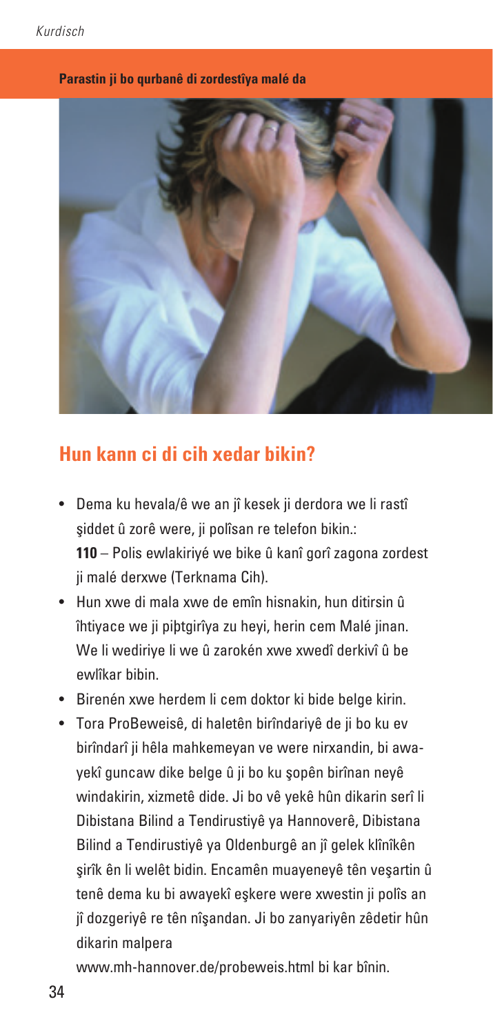**Parastin ji bo qurbanê di zordestîya malé da**

## Hun kann ci di cih xedar bikin?

- Dema ku hevala/ê we an jî kesek ji derdora we li rastî şiddet û zorê were, ji polîsan re telefon bikin.: **110** – Polis ewlakiriyé we bike û kanî gorî zagona zordest ji malé derxwe (Terknama Cih).
- Hun xwe di mala xwe de emîn hisnakin, hun ditirsin û îhtiyace we ji piþtgirîya zu heyi, herin cem Malé jinan. We li wediriye li we û zarokén xwe xwedî derkivî û be ewlîkar bibin.
- Birenén xwe herdem li cem doktor ki bide belge kirin.
- Tora ProBeweisê, di haletên birîndariyê de ji bo ku ev birîndarî ji hêla mahkemeyan ve were nirxandin, bi awayekî guncaw dike belge û ji bo ku şopên birînan neyê windakirin, xizmetê dide. Ji bo vê yekê hûn dikarin serî li Dibistana Bilind a Tendirustiyê ya Hannoverê, Dibistana Bilind a Tendirustiyê ya Oldenburgê an jî gelek klînîkên şirîk ên li welêt bidin. Encamên muayeneyê tên veşartin û tenê dema ku bi awayekî eşkere were xwestin ji polîs an jî dozgeriyê re tên nîşandan. Ji bo zanyariyên zêdetir hûn dikarin malpera www.mh-hannover.de/probeweis.html bi kar bînin.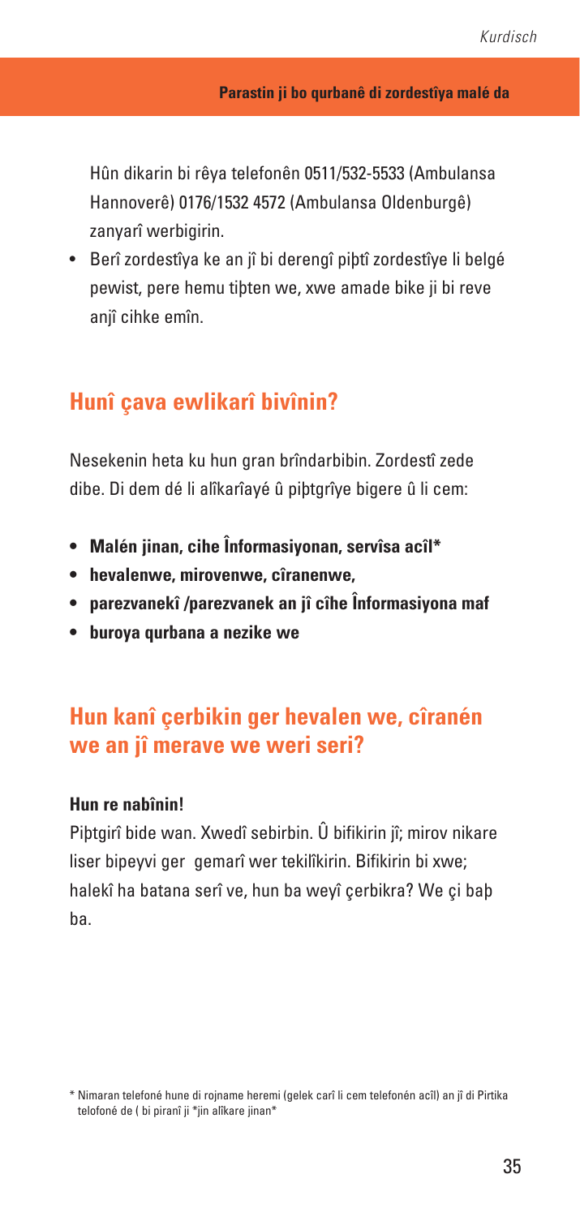Hûn dikarin bi rêya telefonên 0511/532-5533 (Ambulansa Hannoverê) 0176/1532 4572 (Ambulansa Oldenburgê) zanyarî werbigirin.

- Berî zordestîya ke an jî bi derengî pişţî zordestîye li belgé pewist, pere hemu tişten we, xwe amade bike ji bi reve anjî cihke emîn.

## Hunî çava ewlikarî bivînin?

Nesekenin heta ku hun gran brîndarbibin. Zordestî zede dibe. Di dem dé li alîkarîayé û pişţgrîye bigere û li cem:

- **Malén jinan, cihe Înformasiyonan, servîsa acîl***
- **hevalenwe, mirovenwe, cîranenwe,**
- **parezvanekî /parezvanek an jî cîhe Înformasiyona maf**
- **buroya qurbana a nezike we**

## Hun kanî çerbikin ger hevalen we, cîranén we an jî merave we weri seri?

**Hun re nabînin!**

Pişţgirî bide wan. Xwedî sebirbin. Û bifikirin jî; mirov nikare liser bipeyvi ger gemarî wer tekilîkirin. Bifikirin bi xwe; halekî ha batana serî ve, hun ba weyî çerbikra? We çi baş ba.

\* Nimaran telefoné hune di rojname heremi (gelek carî li cem telefonén acîl) an jî di Pirtika telofoné de ( bi piranî ji *jin alîkare jinan*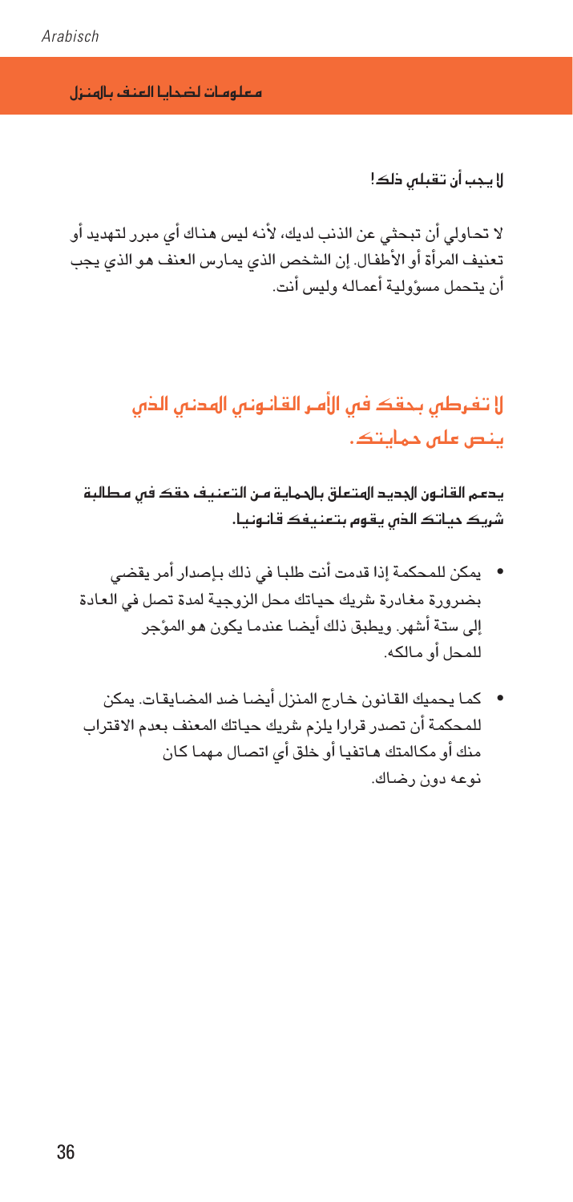**لا يجب أن تقبلي ذلك!**

لا تحاولي أن تبحثي عن الذنب لديك، لأنه ليس هناك أي مبرر لتهديد أو تعنيف المرأة أو الأطفال. إن الشخص الذي يمارس العنف هو الذي يجب أن يتحمل مسؤولية أعماله وليس أنت.

## لا تفرطي بحقك في الأمر القانوني المدني الذي ينص على حمايتك.

**يدعم القانون الجديد المتعلق بالحماية من التعنيف حقك في مطالبة شريك حياتك الذي يقوم بتعنيفك قانونيا.**

- يمكن للمحكمة إذا قدمت أنت طلبا في ذلك بإصدار أمر يقضي بضرورة مغادرة شريك حياتك محل الزوجية لمدة تصل في العادة إلى ستة أشهر. ويطبق ذلك أيضا عندما يكون هو المؤجر للمحل أو مالكه.
- كما يحميك القانون خارج المنزل أيضا ضد المضايقات. يمكن للمحكمة أن تصدر قرارا يلزم شريك حياتك المعنف بعدم الاقتراب منك أو مكالمتك هاتفيا أو خلق أي اتصال مهما كان نوعه دون رضاك.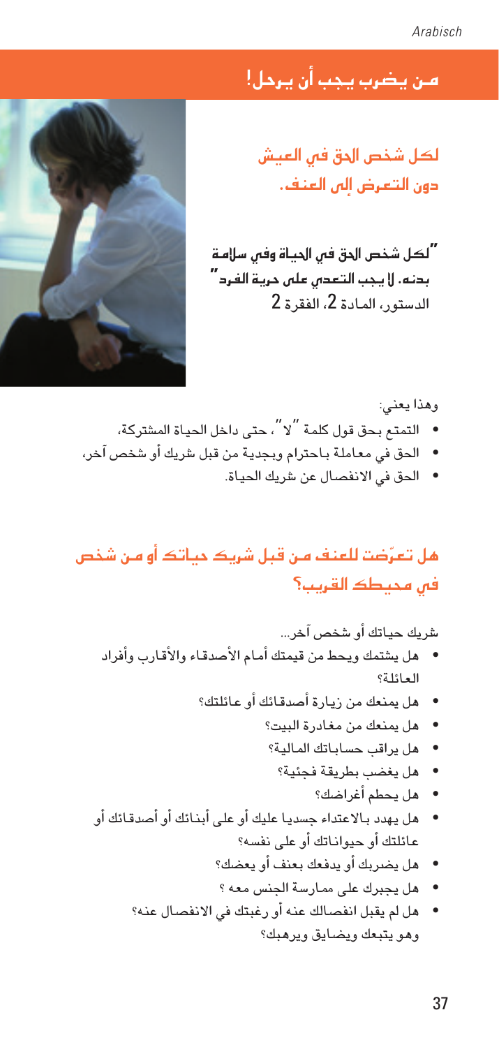## من يضرب يجب أن يرحل!

### لكل شخص الحق في العيش دون التعرض إلى العنف.

**"لكل شخص الحق في الحياة وفي سلامة بدنه. لا يجب التعدي على حرية الفرد"**
الدستور، المادة 2، الفقرة 2

وهذا يعني:

- التمتع بحق قول كلمة "لا"، حتى داخل الحياة المشتركة،
- الحق في معاملة باحترام وبجدية من قبل شريك أو شخص آخر،
- الحق في الانفصال عن شريك الحياة.

### هل تعرّضت للعنف من قبل شريك حياتك أو من شخص في محيطك القريب؟

شريك حياتك أو شخص آخر...

- هل يشتمك ويحط من قيمتك أمام الأصدقاء والأقارب وأفراد العائلة؟
- هل يمنعك من زيارة أصدقائك أو عائلتك؟
- هل يمنعك من مغادرة البيت؟
- هل يراقب حساباتك المالية؟
- هل يغضب بطريقة فجئية؟
- هل يحطم أغراضك؟
- هل يهدد بالاعتداء جسديا عليك أو على أبنائك أو أصدقائك أو عائلتك أو حيواناتك أو على نفسه؟
- هل يضربك أو يدفعك بعنف أو يعضك؟
- هل يجبرك على ممارسة الجنس معه ؟
- هل لم يقبل انفصالك عنه أو رغبتك في الانفصال عنه؟ وهو يتبعك ويضايق ويرهبك؟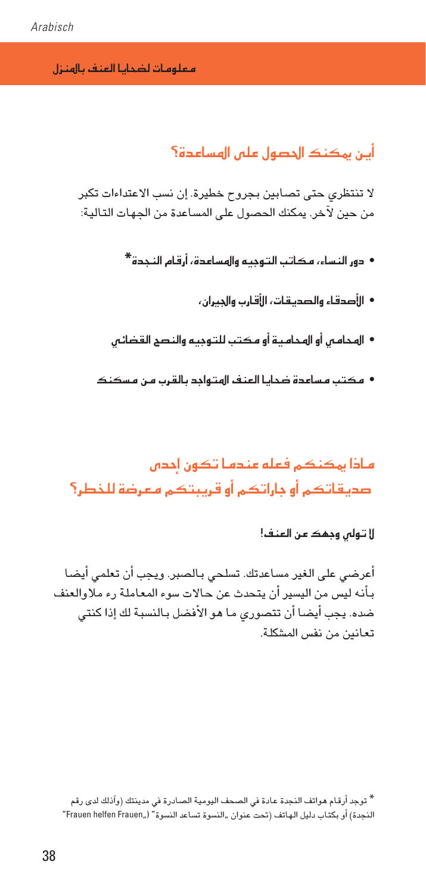## أين يمكنك الحصول على المساعدة؟

لا تنتظري حتى تصابين بجروح خطيرة. إن نسب الاعتداءات تكبر من حين لآخر. يمكنك الحصول على المساعدة من الجهات التالية:

- **دور النساء، مكاتب التوجيه والمساعدة، أرقام النجدة***
- **الأصدقاء والصديقات، الأقارب والجيران،**
- **المحامي أو المحامية أو مكتب للتوجيه والنصح القضائي**
- **مكتب مساعدة ضحايا العنف المتواجد بالقرب من مسكنك**

## ماذا يمكنكم فعله عندما تكون إحدى صديقاتكم أو جاراتكم أو قريبتكم معرضة للخطر؟

**لا تولي وجهك عن العنف!**

أعرضي على الغير مساعدتك. تسلحي بالصبر. ويجب أن تعلمي أيضا بأنه ليس من اليسير أن يتحدث عن حالات سوء المعاملة رء ملاوالعنف ضده. يجب أيضا أن تتصوري ما هو الأفضل بالنسبة لك إذا كنتي تعانين من نفس المشكلة.

* توجد أرقام هواتف النجدة عادة في الصحف اليومية الصادرة في مدينتك (وآذلك لدى رقم النجدة) أو بكتاب دليل الهاتف (تحت عنوان „النسوة تساعد النسوة" („Frauen helfen Frauen")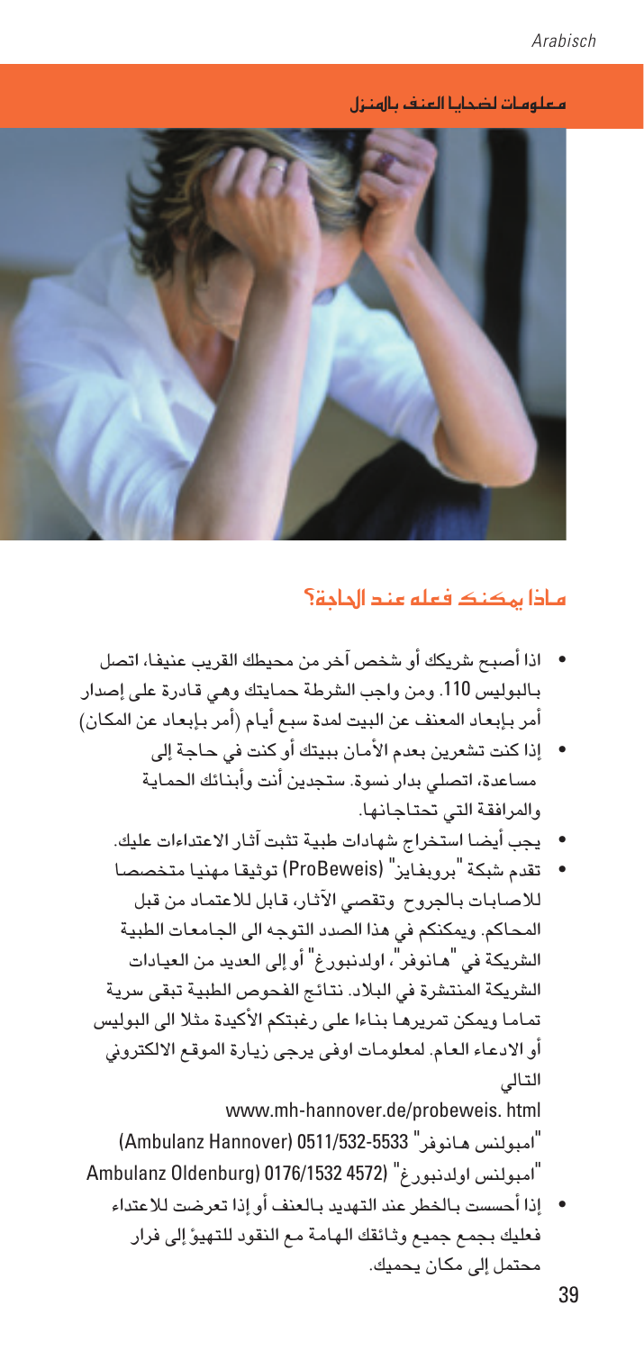## ماذا يمكنك فعله عند الحاجة؟

- اذا أصبح شريكك أو شخص آخر من محيطك القريب عنيفا، اتصل بالبوليس 110. ومن واجب الشرطة حمايتك وهي قادرة على إصدار أمر بإبعاد المعنف عن البيت لمدة سبع أيام (أمر بإبعاد عن المكان)
- إذا كنت تشعرين بعدم الأمان ببيتك أو كنت في حاجة إلى مساعدة، اتصلي بدار نسوة. ستجدين أنت وأبنائك الحماية والمرافقة التي تحتاجانها.
- يجب أيضا استخراج شهادات طبية تثبت آثار الاعتداءات عليك.
- تقدم شبكة "بروبفايز" (ProBeweis) توثيقا مهنيا متخصصا للاصابات بالجروح وتقصي الآثار، قابل للاعتماد من قبل المحاكم. ويمكنكم في هذا الصدد التوجه الى الجامعات الطبية الشريكة في "هانوفر"، اولدنبورغ" أو إلى العديد من العيادات الشريكة المنتشرة في البلاد. نتائج الفحوص الطبية تبقى سرية تماما ويمكن تمريرها بناءا على رغبتكم الأكيدة مثلا الى البوليس أو الادعاء العام. لمعلومات اوفى يرجى زيارة الموقع الالكتروني التالي

  www.mh-hannover.de/probeweis. html

  "امبولنس هانوفر" 0511/532-5533 (Ambulanz Hannover)

  "امبولنس اولدنبورغ" (0176/1532 4572 Ambulanz Oldenburg)
- إذا أحسست بالخطر عند التهديد بالعنف أو إذا تعرضت للاعتداء فعليك بجمع جميع وثائقك الهامة مع النقود للتهيؤ إلى فرار محتمل إلى مكان يحميك.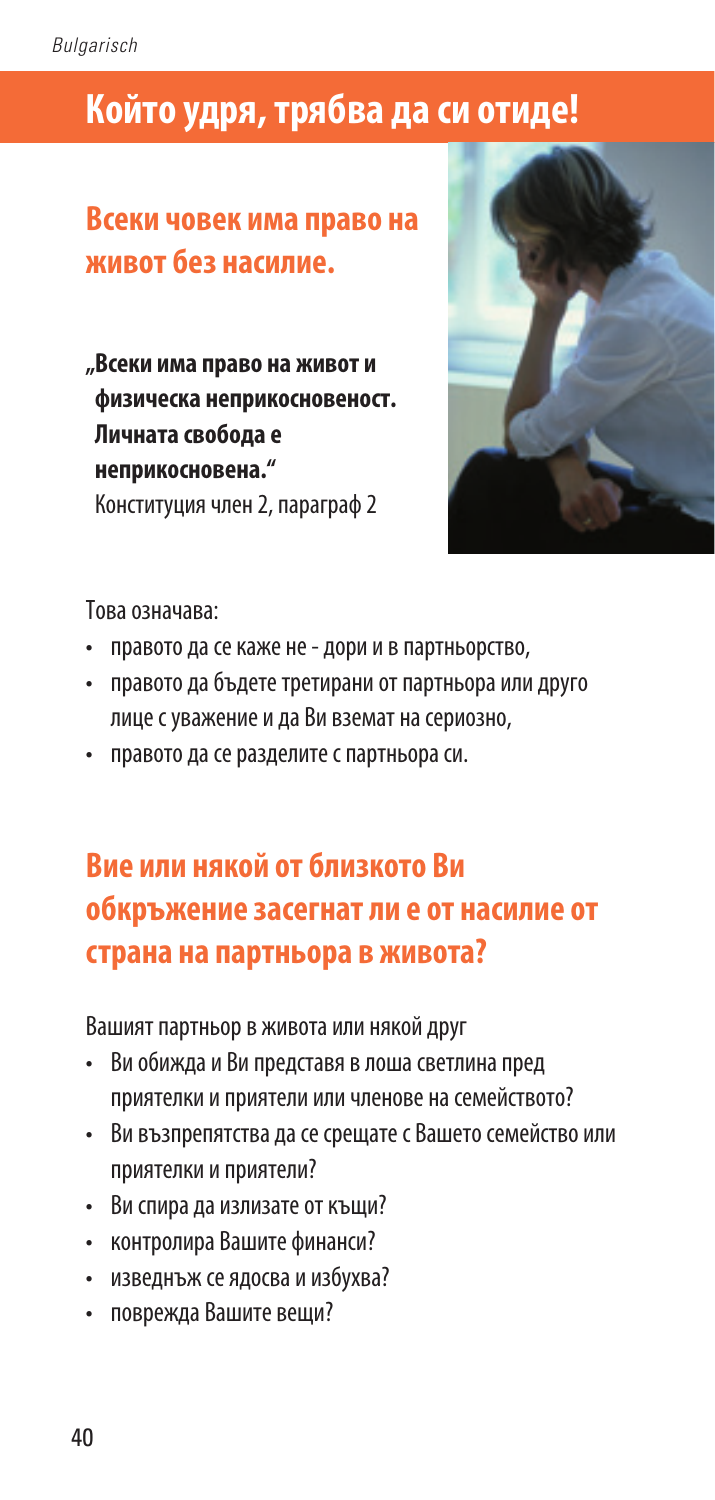# Който удря, трябва да си отиде!

## Всеки човек има право на живот без насилие.

**„Всеки има право на живот и физическа неприкосновеност. Личната свобода е неприкосновена."**
Конституция член 2, параграф 2

Това означава:

- правото да се каже не - дори и в партньорство,
- правото да бъдете третирани от партньора или друго лице с уважение и да Ви вземат на сериозно,
- правото да се разделите с партньора си.

## Вие или някой от близкото Ви обкръжение засегнат ли е от насилие от страна на партньора в живота?

Вашият партньор в живота или някой друг

- Ви обижда и Ви представя в лоша светлина пред приятелки и приятели или членове на семейството?
- Ви възпрепятства да се срещате с Вашето семейство или приятелки и приятели?
- Ви спира да излизате от къщи?
- контролира Вашите финанси?
- изведнъж се ядосва и избухва?
- поврежда Вашите вещи?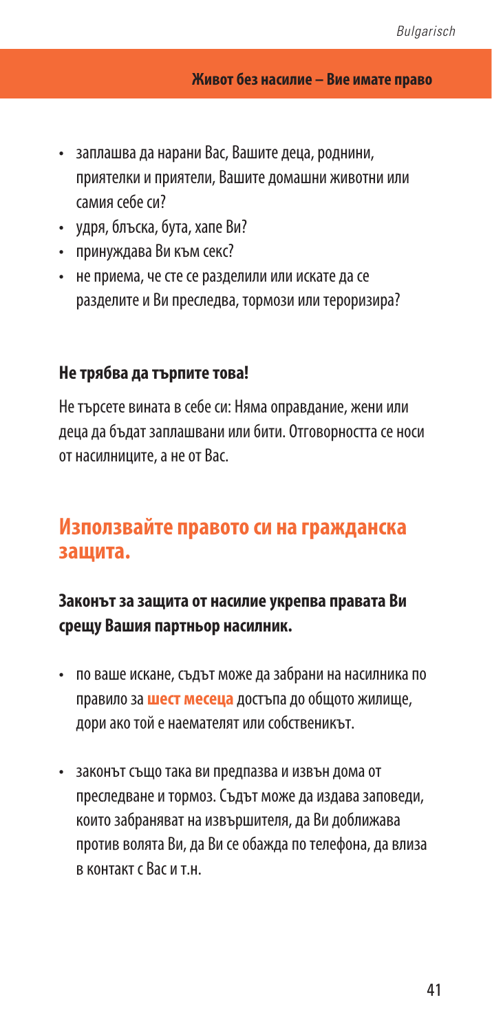- заплашва да нарани Вас, Вашите деца, роднини, приятелки и приятели, Вашите домашни животни или самия себе си?
- удря, блъска, бута, хапе Ви?
- принуждава Ви към секс?
- не приема, че сте се разделили или искате да се разделите и Ви преследва, тормози или тероризира?

**Не трябва да търпите това!**

Не търсете вината в себе си: Няма оправдание, жени или деца да бъдат заплашвани или бити. Отговорността се носи от насилниците, а не от Вас.

## Използвайте правото си на гражданска защита.

### Законът за защита от насилие укрепва правата Ви срещу Вашия партньор насилник.

- по ваше искане, съдът може да забрани на насилника по правило за **шест месеца** достъпа до общото жилище, дори ако той е наемателят или собственикът.

- законът също така ви предпазва и извън дома от преследване и тормоз. Съдът може да издава заповеди, които забраняват на извършителя, да Ви доближава против волята Ви, да Ви се обажда по телефона, да влиза в контакт с Вас и т.н.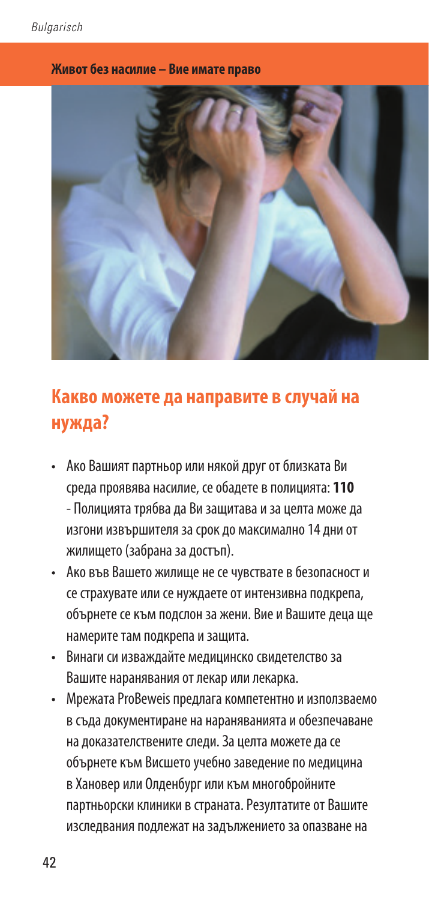**Живот без насилие – Вие имате право**

## Какво можете да направите в случай на нужда?

- Ако Вашият партньор или някой друг от близката Ви среда проявява насилие, се обадете в полицията: **110** - Полицията трябва да Ви защитава и за целта може да изгони извършителя за срок до максимално 14 дни от жилището (забрана за достъп).
- Ако във Вашето жилище не се чувствате в безопасност и се страхувате или се нуждаете от интензивна подкрепа, обърнете се към подслон за жени. Вие и Вашите деца ще намерите там подкрепа и защита.
- Винаги си изваждайте медицинско свидетелство за Вашите наранявания от лекар или лекарка.
- Мрежата ProBeweis предлага компетентно и използваемо в съда документиране на нараняванията и обезпечаване на доказателствените следи. За целта можете да се обърнете към Висшето учебно заведение по медицина в Хановер или Олденбург или към многобройните партньорски клиники в страната. Резултатите от Вашите изследвания подлежат на задължението за опазване на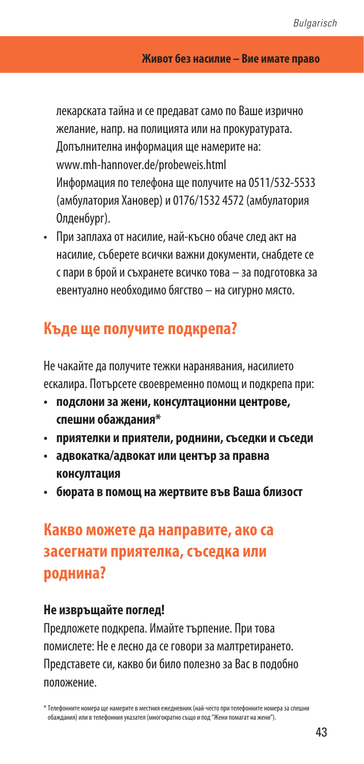лекарската тайна и се предават само по Ваше изрично желание, напр. на полицията или на прокуратурата. Допълнителна информация ще намерите на: www.mh-hannover.de/probeweis.html
Информация по телефона ще получите на 0511/532-5533 (амбулатория Хановер) и 0176/1532 4572 (амбулатория Олденбург).

- При заплаха от насилие, най-късно обаче след акт на насилие, съберете всички важни документи, снабдете се с пари в брой и съхранете всичко това – за подготовка за евентуално необходимо бягство – на сигурно място.

## Къде ще получите подкрепа?

Не чакайте да получите тежки наранявания, насилието ескалира. Потърсете своевременно помощ и подкрепа при:

- **подслони за жени, консултационни центрове, спешни обаждания***
- **приятелки и приятели, роднини, съседки и съседи**
- **адвокатка/адвокат или център за правна консултация**
- **бюрата в помощ на жертвите във Ваша близост**

## Какво можете да направите, ако са засегнати приятелка, съседка или роднина?

### Не извръщайте поглед!

Предложете подкрепа. Имайте търпение. При това помислете: Не е лесно да се говори за малтретирането. Представете си, какво би било полезно за Вас в подобно положение.

* Телефонните номера ще намерите в местния ежедневник (най-често при телефонните номера за спешни обаждания) или в телефонния указател (многократно също и под "Жени помагат на жени").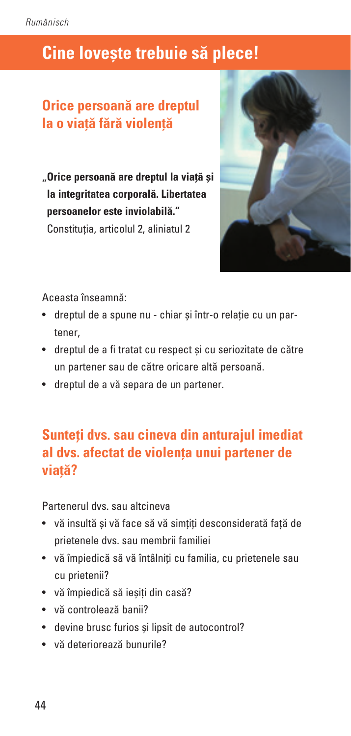# Cine lovește trebuie să plece!

## Orice persoană are dreptul la o viață fără violență

**„Orice persoană are dreptul la viață și la integritatea corporală. Libertatea persoanelor este inviolabilă."**
Constituția, articolul 2, aliniatul 2

Aceasta înseamnă:

- dreptul de a spune nu - chiar și într-o relație cu un partener,
- dreptul de a fi tratat cu respect și cu seriozitate de către un partener sau de către oricare altă persoană.
- dreptul de a vă separa de un partener.

## Sunteți dvs. sau cineva din anturajul imediat al dvs. afectat de violența unui partener de viață?

Partenerul dvs. sau altcineva

- vă insultă și vă face să vă simțiți desconsiderată față de prietenele dvs. sau membrii familiei
- vă împiedică să vă întâlniți cu familia, cu prietenele sau cu prietenii?
- vă împiedică să ieșiți din casă?
- vă controlează banii?
- devine brusc furios și lipsit de autocontrol?
- vă deteriorează bunurile?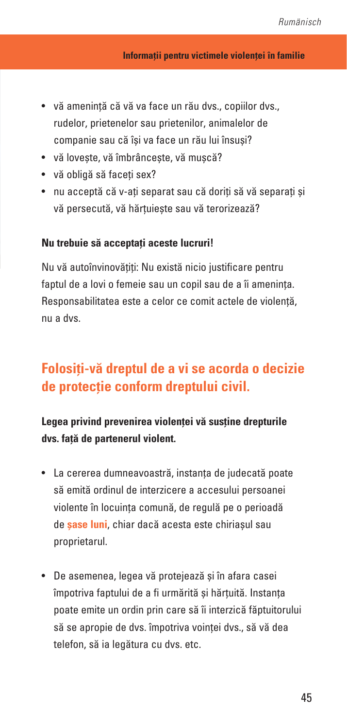- vă amenință că vă va face un rău dvs., copiilor dvs., rudelor, prietenelor sau prietenilor, animalelor de companie sau că își va face un rău lui însuși?
- vă lovește, vă îmbrâncește, vă mușcă?
- vă obligă să faceți sex?
- nu acceptă că v-ați separat sau că doriți să vă separați și vă persecută, vă hărțuiește sau vă terorizează?

**Nu trebuie să acceptați aceste lucruri!**

Nu vă autoînvinovățiți: Nu există nicio justificare pentru faptul de a lovi o femeie sau un copil sau de a îi amenința. Responsabilitatea este a celor ce comit actele de violență, nu a dvs.

## Folosiți-vă dreptul de a vi se acorda o decizie de protecție conform dreptului civil.

**Legea privind prevenirea violenței vă susține drepturile dvs. față de partenerul violent.**

- La cererea dumneavoastră, instanța de judecată poate să emită ordinul de interzicere a accesului persoanei violente în locuința comună, de regulă pe o perioadă de **șase luni**, chiar dacă acesta este chiriașul sau proprietarul.

- De asemenea, legea vă protejează și în afara casei împotriva faptului de a fi urmărită și hărțuită. Instanța poate emite un ordin prin care să îi interzică făptuitorului să se apropie de dvs. împotriva voinței dvs., să vă dea telefon, să ia legătura cu dvs. etc.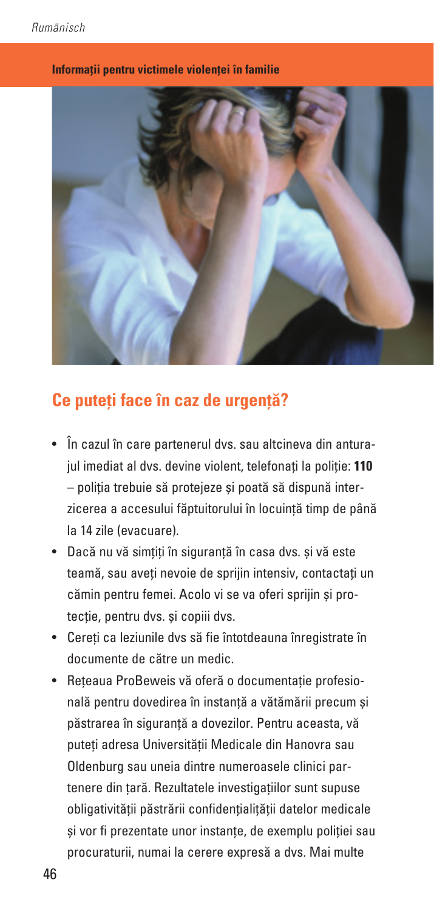**Informații pentru victimele violenței în familie**

## Ce puteți face în caz de urgență?

- În cazul în care partenerul dvs. sau altcineva din anturajul imediat al dvs. devine violent, telefonați la poliție: **110** – poliția trebuie să protejeze și poată să dispună interzicerea a accesului făptuitorului în locuință timp de până la 14 zile (evacuare).
- Dacă nu vă simțiți în siguranță în casa dvs. și vă este teamă, sau aveți nevoie de sprijin intensiv, contactați un cămin pentru femei. Acolo vi se va oferi sprijin și protecție, pentru dvs. și copiii dvs.
- Cereți ca leziunile dvs să fie întotdeauna înregistrate în documente de către un medic.
- Rețeaua ProBeweis vă oferă o documentație profesională pentru dovedirea în instanță a vătămării precum și păstrarea în siguranță a dovezilor. Pentru aceasta, vă puteți adresa Universității Medicale din Hanovra sau Oldenburg sau uneia dintre numeroasele clinici partenere din țară. Rezultatele investigațiilor sunt supuse obligativității păstrării confidențialității datelor medicale și vor fi prezentate unor instanțe, de exemplu poliției sau procuraturii, numai la cerere expresă a dvs. Mai multe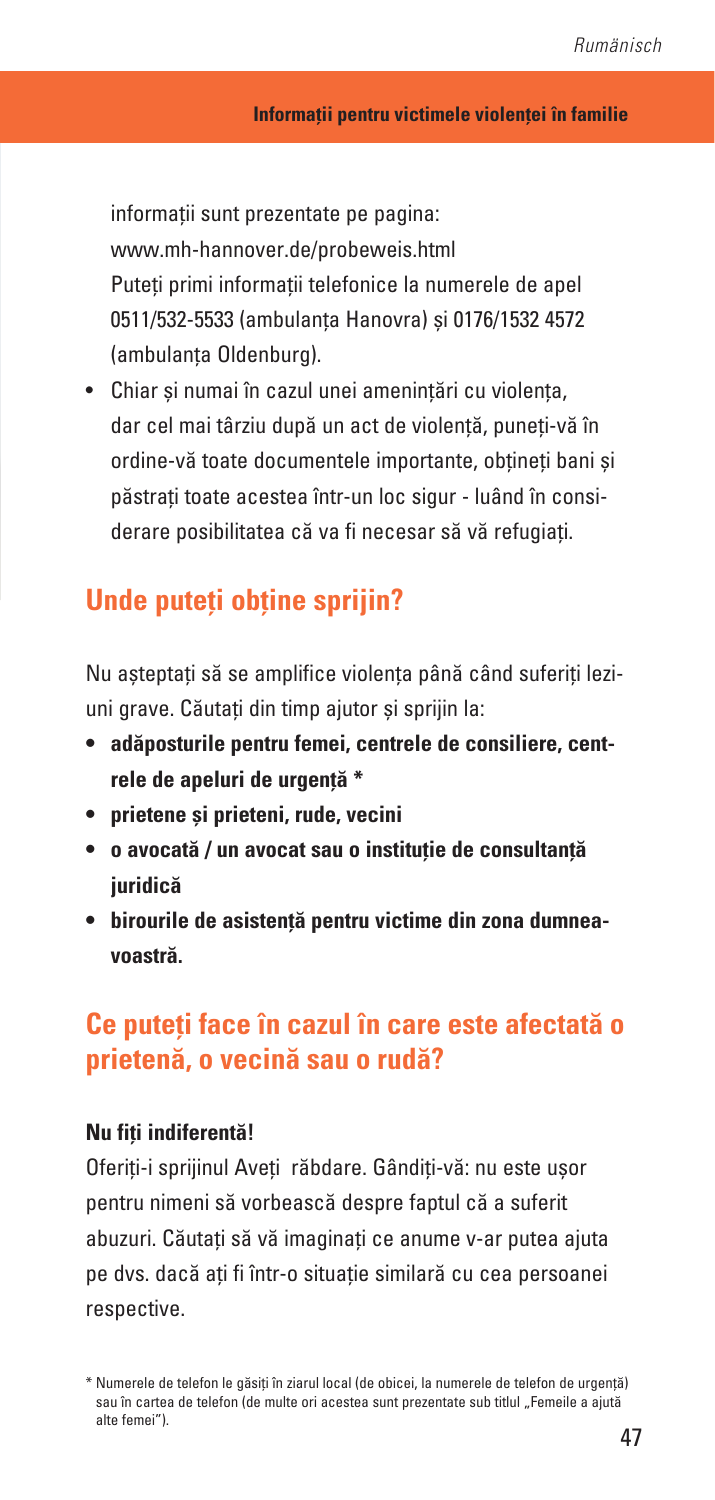informații sunt prezentate pe pagina:
www.mh-hannover.de/probeweis.html
Puteți primi informații telefonice la numerele de apel 0511/532-5533 (ambulanța Hanovra) și 0176/1532 4572 (ambulanța Oldenburg).

- Chiar și numai în cazul unei amenințări cu violența, dar cel mai târziu după un act de violență, puneți-vă în ordine-vă toate documentele importante, obțineți bani și păstrați toate acestea într-un loc sigur - luând în considerare posibilitatea că va fi necesar să vă refugiați.

## Unde puteți obține sprijin?

Nu așteptați să se amplifice violența până când suferiți leziuni grave. Căutați din timp ajutor și sprijin la:

- **adăposturile pentru femei, centrele de consiliere, centrele de apeluri de urgență ***
- **prietene și prieteni, rude, vecini**
- **o avocată / un avocat sau o instituție de consultanță juridică**
- **birourile de asistență pentru victime din zona dumneavoastră.**

## Ce puteți face în cazul în care este afectată o prietenă, o vecină sau o rudă?

**Nu fiți indiferentă!**

Oferiți-i sprijinul Aveți răbdare. Gândiți-vă: nu este ușor pentru nimeni să vorbească despre faptul că a suferit abuzuri. Căutați să vă imaginați ce anume v-ar putea ajuta pe dvs. dacă ați fi într-o situație similară cu cea persoanei respective.

\* Numerele de telefon le găsiți în ziarul local (de obicei, la numerele de telefon de urgență) sau în cartea de telefon (de multe ori acestea sunt prezentate sub titlul „Femeile a ajută alte femei").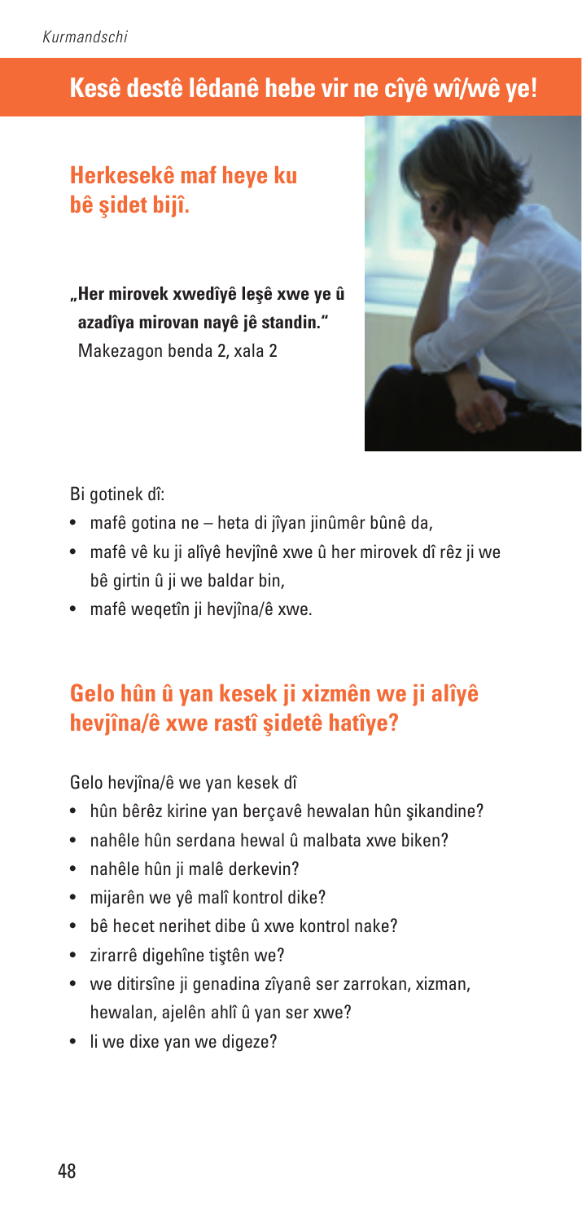# Kesê destê lêdanê hebe vir ne cîyê wî/wê ye!

## Herkesekê maf heye ku bê şidet bijî.

**„Her mirovek xwedîyê leşê xwe ye û azadîya mirovan nayê jê standin."**
Makezagon benda 2, xala 2

Bi gotinek dî:

- mafê gotina ne – heta di jîyan jinûmêr bûnê da,
- mafê vê ku ji alîyê hevjînê xwe û her mirovek dî rêz ji we bê girtin û ji we baldar bin,
- mafê weqetîn ji hevjîna/ê xwe.

## Gelo hûn û yan kesek ji xizmên we ji alîyê hevjîna/ê xwe rastî şidetê hatîye?

Gelo hevjîna/ê we yan kesek dî

- hûn bêrêz kirine yan berçavê hewalan hûn şikandine?
- nahêle hûn serdana hewal û malbata xwe biken?
- nahêle hûn ji malê derkevin?
- mijarên we yê malî kontrol dike?
- bê hecet nerihet dibe û xwe kontrol nake?
- zirarrê digehîne tiştên we?
- we ditirsîne ji genadina zîyanê ser zarrokan, xizman, hewalan, ajelên ahlî û yan ser xwe?
- li we dixe yan we digeze?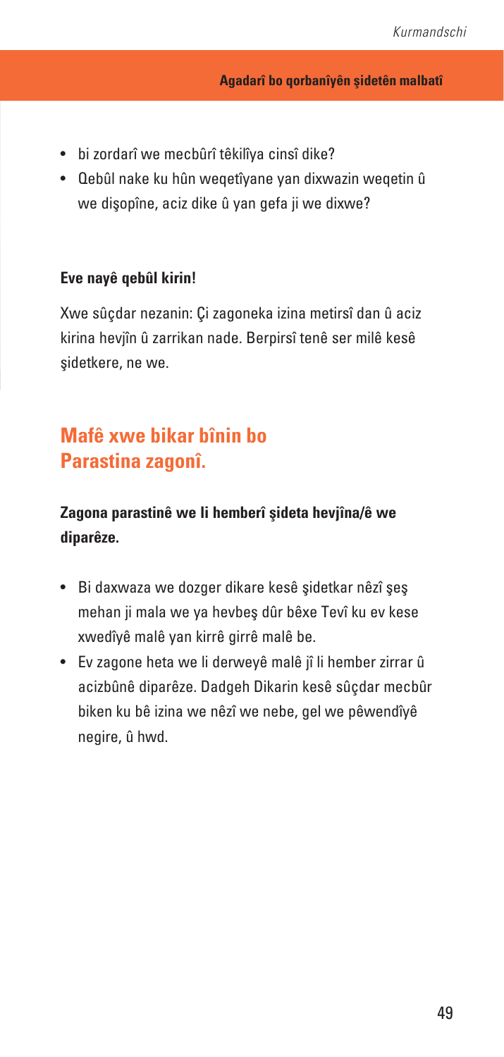- bi zordarî we mecbûrî têkilîya cinsî dike?
- Qebûl nake ku hûn weqetîyane yan dixwazin weqetin û we dişopîne, aciz dike û yan gefa ji we dixwe?

**Eve nayê qebûl kirin!**

Xwe sûçdar nezanin: Çi zagoneka izina metirsî dan û aciz kirina hevjîn û zarrikan nade. Berpirsî tenê ser milê kesê şidetkere, ne we.

## Mafê xwe bikar bînin bo Parastina zagonî.

**Zagona parastinê we li hemberî şideta hevjîna/ê we diparêze.**

- Bi daxwaza we dozger dikare kesê şidetkar nêzî şeş mehan ji mala we ya hevbeş dûr bêxe Tevî ku ev kese xwedîyê malê yan kirrê girrê malê be.
- Ev zagone heta we li derweyê malê jî li hember zirrar û acizbûnê diparêze. Dadgeh Dikarin kesê sûçdar mecbûr biken ku bê izina we nêzî we nebe, gel we pêwendîyê negire, û hwd.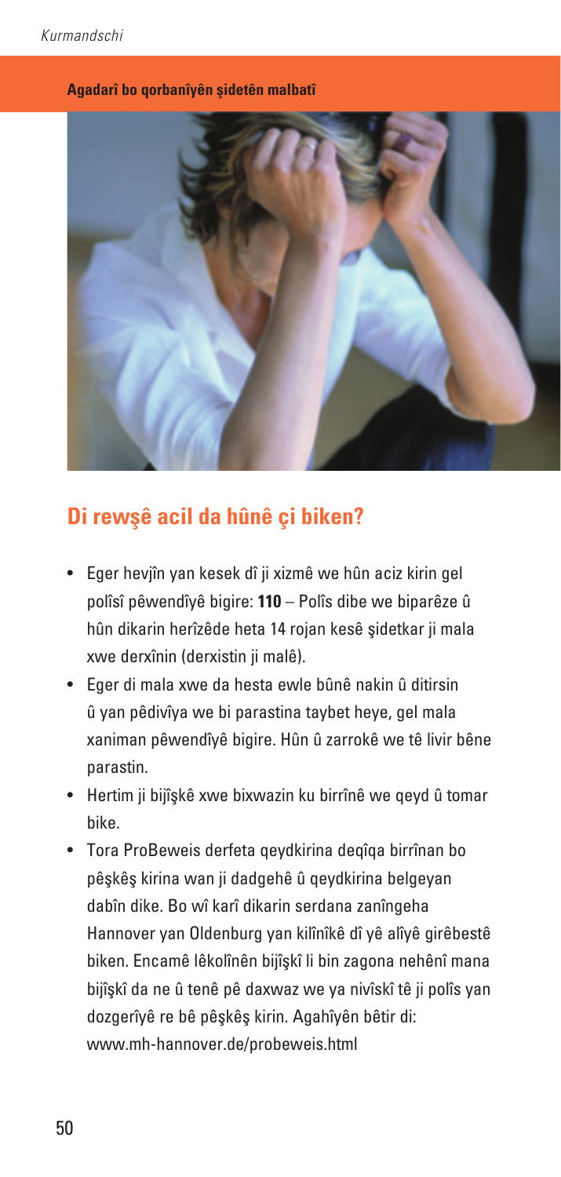**Agadarî bo qorbanîyên şidetên malbatî**

## Di rewşê acil da hûnê çi biken?

- Eger hevjîn yan kesek dî ji xizmê we hûn aciz kirin gel polîsî pêwendîyê bigire: **110** – Polîs dibe we biparêze û hûn dikarin herîzêde heta 14 rojan kesê şidetkar ji mala xwe derxînin (derxistin ji malê).
- Eger di mala xwe da hesta ewle bûnê nakin û ditirsin û yan pêdivîya we bi parastina taybet heye, gel mala xaniman pêwendîyê bigire. Hûn û zarrokê we tê livir bêne parastin.
- Hertim ji bijîşkê xwe bixwazin ku birrînê we qeyd û tomar bike.
- Tora ProBeweis derfeta qeydkirina deqîqa birrînan bo pêşkêş kirina wan ji dadgehê û qeydkirina belgeyan dabîn dike. Bo wî karî dikarin serdana zanîngeha Hannover yan Oldenburg yan kilînîkê dî yê alîyê girêbestê biken. Encamê lêkolînên bijîşkî li bin zagona nehênî mana bijîşkî da ne û tenê pê daxwaz we ya nivîskî tê ji polîs yan dozgerîyê re bê pêşkêş kirin. Agahîyên bêtir di: www.mh-hannover.de/probeweis.html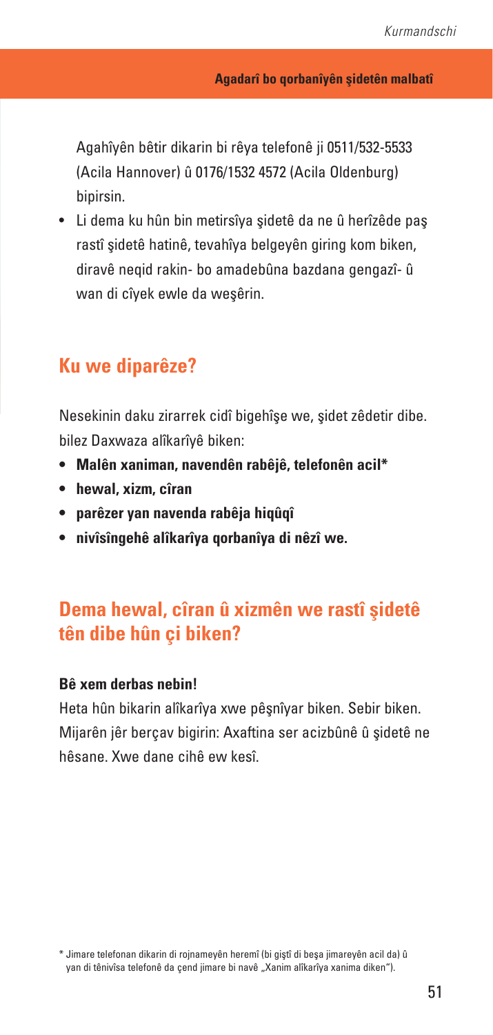Agahîyên bêtir dikarin bi rêya telefonê ji 0511/532-5533 (Acila Hannover) û 0176/1532 4572 (Acila Oldenburg) bipirsin.

- Li dema ku hûn bin metirsîya şidetê da ne û herîzêde paş rastî şidetê hatinê, tevahîya belgeyên giring kom biken, diravê neqid rakin- bo amadebûna bazdana gengazî- û wan di cîyek ewle da weşêrin.

## Ku we diparêze?

Nesekinin daku zirarrek cidî bigehîşe we, şidet zêdetir dibe. bilez Daxwaza alîkarîyê biken:

- **Malên xaniman, navendên rabêjê, telefonên acil***
- **hewal, xizm, cîran**
- **parêzer yan navenda rabêja hiqûqî**
- **nivîsîngehê alîkarîya qorbanîya di nêzî we.**

## Dema hewal, cîran û xizmên we rastî şidetê tên dibe hûn çi biken?

**Bê xem derbas nebin!**

Heta hûn bikarin alîkarîya xwe pêşnîyar biken. Sebir biken. Mijarên jêr berçav bigirin: Axaftina ser acizbûnê û şidetê ne hêsane. Xwe dane cihê ew kesî.

\* Jimare telefonan dikarin di rojnameyên heremî (bi giştî di beşa jimareyên acil da) û yan di tênivîsa telefonê da çend jimare bi navê „Xanim alîkarîya xanima diken“).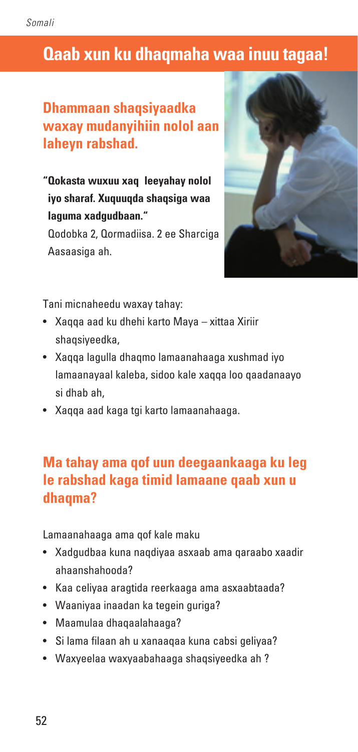# Qaab xun ku dhaqmaha waa inuu tagaa!

## Dhammaan shaqsiyaadka waxay mudanyihiin nolol aan laheyn rabshad.

**"Qokasta wuxuu xaq leeyahay nolol iyo sharaf. Xuquuqda shaqsiga waa laguma xadgudbaan."**

Qodobka 2, Qormadiisa. 2 ee Sharciga Aasaasiga ah.

Tani micnaheedu waxay tahay:

- Xaqqa aad ku dhehi karto Maya – xittaa Xiriir shaqsiyeedka,
- Xaqqa lagulla dhaqmo lamaanahaaga xushmad iyo lamaanayaal kaleba, sidoo kale xaqqa loo qaadanaayo si dhab ah,
- Xaqqa aad kaga tgi karto lamaanahaaga.

## Ma tahay ama qof uun deegaankaaga ku leg le rabshad kaga timid lamaane qaab xun u dhaqma?

Lamaanahaaga ama qof kale maku

- Xadgudbaa kuna naqdiyaa asxaab ama qaraabo xaadir ahaanshahooda?
- Kaa celiyaa aragtida reerkaaga ama asxaabtaada?
- Waaniyaa inaadan ka tegein guriga?
- Maamulaa dhaqaalahaaga?
- Si lama filaan ah u xanaaqaa kuna cabsi geliyaa?
- Waxyeelaa waxyaabahaaga shaqsiyeedka ah ?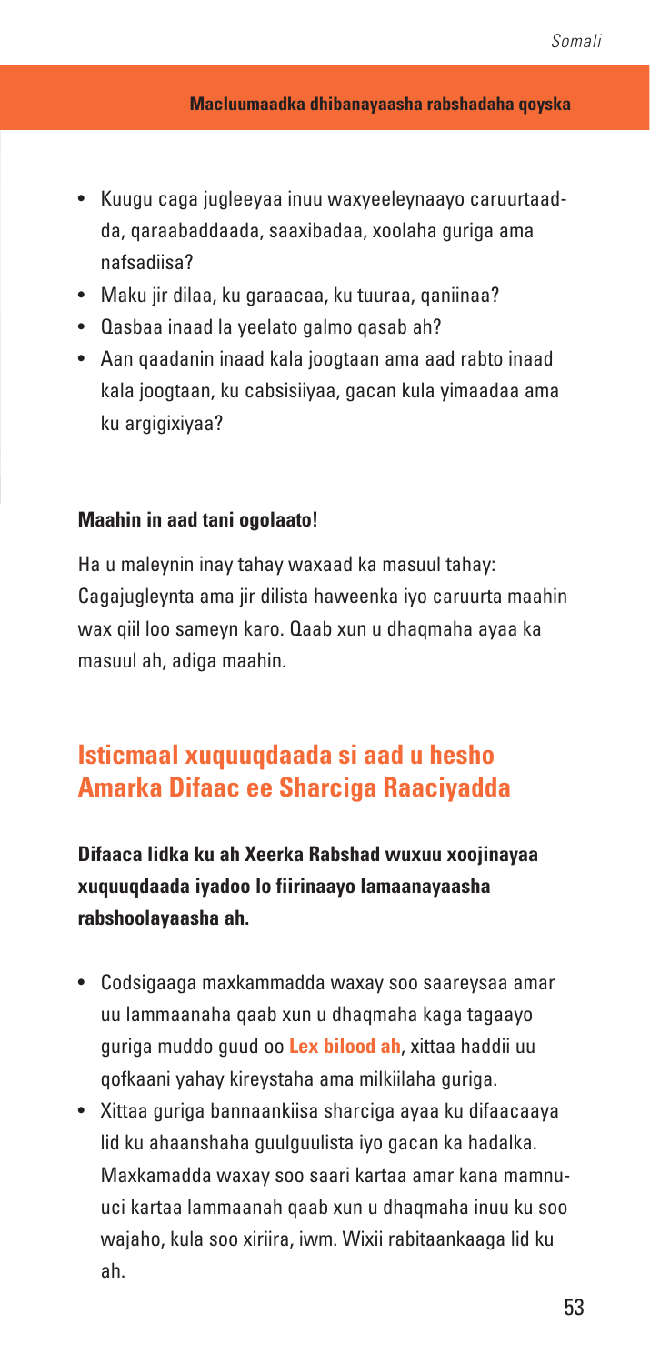- Kuugu caga jugleeyaa inuu waxyeeleynaayo caruurtaadda, qaraabaddaada, saaxibadaa, xoolaha guriga ama nafsadiisa?
- Maku jir dilaa, ku garaacaa, ku tuuraa, qaniinaa?
- Qasbaa inaad la yeelato galmo qasab ah?
- Aan qaadanin inaad kala joogtaan ama aad rabto inaad kala joogtaan, ku cabsisiiyaa, gacan kula yimaadaa ama ku argigixiyaa?

**Maahin in aad tani ogolaato!**

Ha u maleynin inay tahay waxaad ka masuul tahay: Cagajugleynta ama jir dilista haweenka iyo caruurta maahin wax qiil loo sameyn karo. Qaab xun u dhaqmaha ayaa ka masuul ah, adiga maahin.

## Isticmaal xuquuqdaada si aad u hesho Amarka Difaac ee Sharciga Raaciyadda

**Difaaca lidka ku ah Xeerka Rabshad wuxuu xoojinayaa xuquuqdaada iyadoo lo fiirinaayo lamaanayaasha rabshoolayaasha ah.**

- Codsigaaga maxkammadda waxay soo saareysaa amar uu lammaanaha qaab xun u dhaqmaha kaga tagaayo guriga muddo guud oo **Lex bilood ah**, xittaa haddii uu qofkaani yahay kireystaha ama milkiilaha guriga.
- Xittaa guriga bannaankiisa sharciga ayaa ku difaacaaya lid ku ahaanshaha guulguulista iyo gacan ka hadalka. Maxkamadda waxay soo saari kartaa amar kana mamnuuci kartaa lammaanah qaab xun u dhaqmaha inuu ku soo wajaho, kula soo xiriira, iwm. Wixii rabitaankaaga lid ku ah.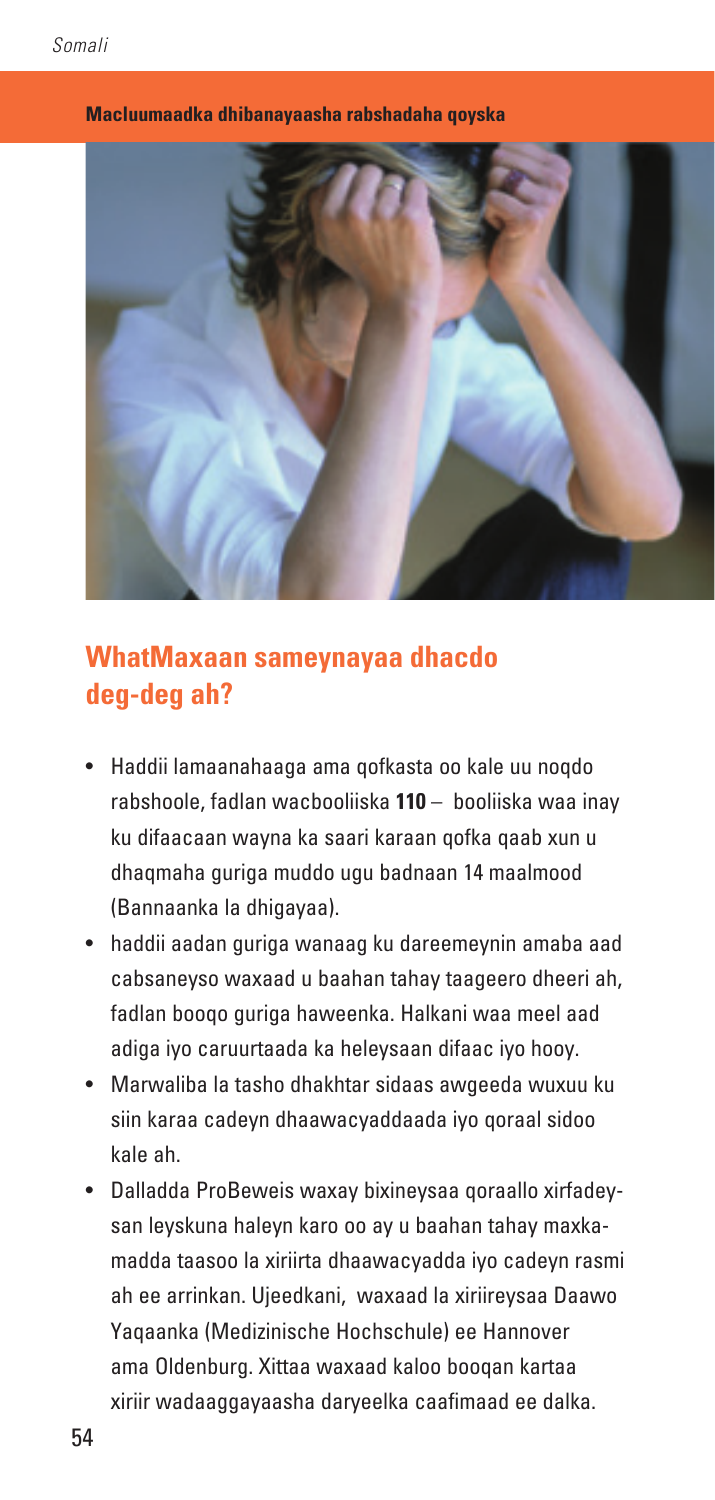**Macluumaadka dhibanayaasha rabshadaha qoyska**

## WhatMaxaan sameynayaa dhacdo deg-deg ah?

- Haddii lamaanahaaga ama qofkasta oo kale uu noqdo rabshoole, fadlan wacbooliiska **110** – booliiska waa inay ku difaacaan wayna ka saari karaan qofka qaab xun u dhaqmaha guriga muddo ugu badnaan 14 maalmood (Bannaanka la dhigayaa).
- haddii aadan guriga wanaag ku dareemeynin amaba aad cabsaneyso waxaad u baahan tahay taageero dheeri ah, fadlan booqo guriga haweenka. Halkani waa meel aad adiga iyo caruurtaada ka heleysaan difaac iyo hooy.
- Marwaliba la tasho dhakhtar sidaas awgeeda wuxuu ku siin karaa cadeyn dhaawacyaddaada iyo qoraal sidoo kale ah.
- Dalladda ProBeweis waxay bixineysaa qoraallo xirfadeysan leyskuna haleyn karo oo ay u baahan tahay maxkamadda taasoo la xiriirta dhaawacyadda iyo cadeyn rasmi ah ee arrinkan. Ujeedkani, waxaad la xiriireysaa Daawo Yaqaanka (Medizinische Hochschule) ee Hannover ama Oldenburg. Xittaa waxaad kaloo booqan kartaa xiriir wadaaggayaasha daryeelka caafimaad ee dalka.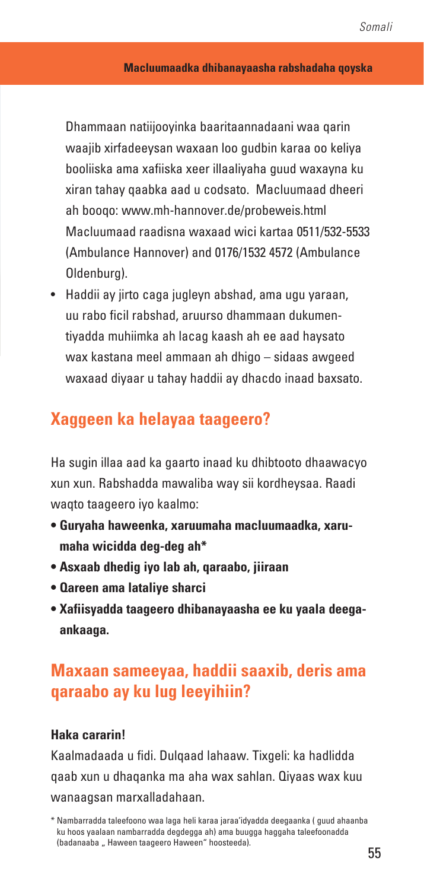Dhammaan natiijooyinka baaritaannadaani waa qarin waajib xirfadeeysan waxaan loo gudbin karaa oo keliya booliiska ama xafiiska xeer illaaliyaha guud waxayna ku xiran tahay qaabka aad u codsato. Macluumaad dheeri ah booqo: www.mh-hannover.de/probeweis.html Macluumaad raadisna waxaad wici kartaa 0511/532-5533 (Ambulance Hannover) and 0176/1532 4572 (Ambulance Oldenburg).

- Haddii ay jirto caga jugleyn abshad, ama ugu yaraan, uu rabo ficil rabshad, aruurso dhammaan dukumentiyadda muhiimka ah lacag kaash ah ee aad haysato wax kastana meel ammaan ah dhigo – sidaas awgeed waxaad diyaar u tahay haddii ay dhacdo inaad baxsato.

## Xaggeen ka helayaa taageero?

Ha sugin illaa aad ka gaarto inaad ku dhibtooto dhaawacyo xun xun. Rabshadda mawaliba way sii kordheysaa. Raadi waqto taageero iyo kaalmo:

- **Guryaha haweenka, xaruumaha macluumaadka, xarumaha wicidda deg-deg ah***
- **Asxaab dhedig iyo lab ah, qaraabo, jiiraan**
- **Qareen ama lataliye sharci**
- **Xafiisyadda taageero dhibanayaasha ee ku yaala deegaankaaga.**

## Maxaan sameeyaa, haddii saaxib, deris ama qaraabo ay ku lug leeyihiin?

**Haka cararin!**

Kaalmadaada u fidi. Dulqaad lahaaw. Tixgeli: ka hadlidda qaab xun u dhaqanka ma aha wax sahlan. Qiyaas wax kuu wanaagsan marxalladahaan.

\* Nambarradda taleefoono waa laga heli karaa jaraa'idyadda deegaanka ( guud ahaanba ku hoos yaalaan nambarradda degdegga ah) ama buugga haggaha taleefoonadda (badanaaba „ Haween taageero Haween" hoosteeda).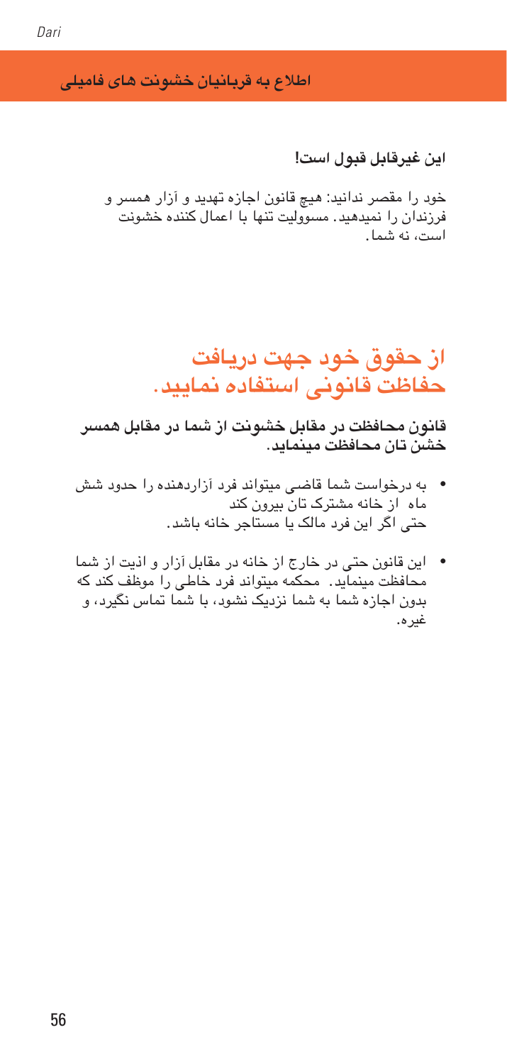## اطلاع به قربانیان خشونت های فامیلی

**این غیرقابل قبول است!**

خود را مقصر ندانید: هیچ قانون اجازه تهدید و آزار همسر و فرزندان را نمیدهید. مسوولیت تنها با اعمال کننده خشونت است، نه شما.

# از حقوق خود جهت دریافت حفاظت قانونی استفاده نمایید.

**قانون محافظت در مقابل خشونت از شما در مقابل همسر خشن تان محافظت مینماید.**

- به درخواست شما قاضی میتواند فرد آزاردهنده را حدود شش ماه از خانه مشترک تان بیرون کند حتی اگر این فرد مالک یا مستاجر خانه باشد.
- این قانون حتی در خارج از خانه در مقابل آزار و اذیت از شما محافظت مینماید. محکمه میتواند فرد خاطی را موظف کند که بدون اجازه شما به شما نزدیک نشود، با شما تماس نگیرد، و غیره.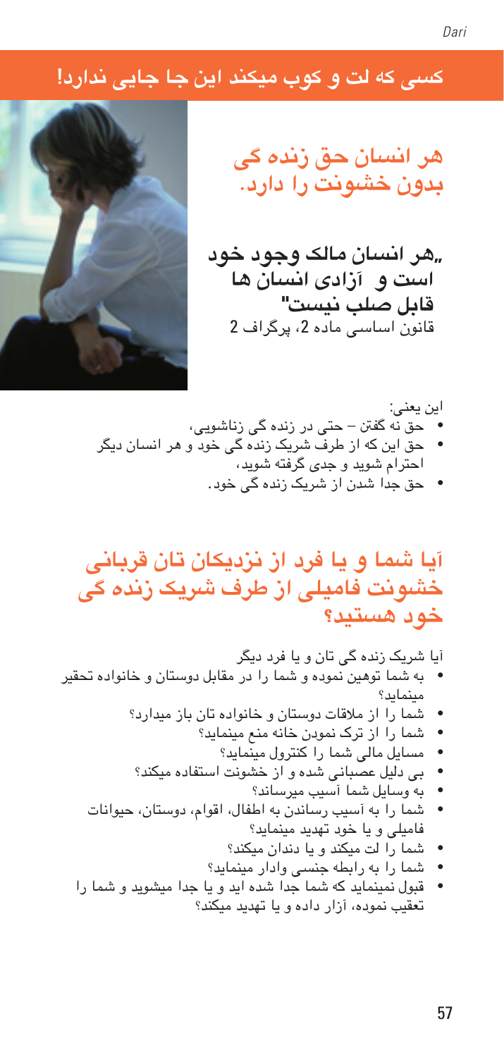## کسی که لت و کوب میکند این جا جایی ندارد!

# هر انسان حق زنده گی بدون خشونت را دارد.

**„هر انسان مالک وجود خود است و آزادی انسان ها قابل صلب نیست"**
قانون اساسی ماده 2، پرگراف 2

این یعنی:

- حق نه گفتن – حتی در زنده گی زناشویی،
- حق این که از طرف شریک زنده گی خود و هر انسان دیگر احترام شوید و جدی گرفته شوید،
- حق جدا شدن از شریک زنده گی خود.

# آیا شما و یا فرد از نزدیکان تان قربانی خشونت فامیلی از طرف شریک زنده گی خود هستید؟

آیا شریک زنده گی تان و یا فرد دیگر

- به شما توهین نموده و شما را در مقابل دوستان و خانواده تحقیر مینماید؟
- شما را از ملاقات دوستان و خانواده تان باز میدارد؟
- شما را از ترک نمودن خانه منع مینماید؟
- مسایل مالی شما را کنترول مینماید؟
- بی دلیل عصبانی شده و از خشونت استفاده میکند؟
- به وسایل شما آسیب میرساند؟
- شما را به آسیب رساندن به اطفال، اقوام، دوستان، حیوانات فامیلی و یا خود تهدید مینماید؟
- شما را لت میکند و یا دندان میکند؟
- شما را به رابطه جنسی وادار مینماید؟
- قبول نمینماید که شما جدا شده اید و یا جدا میشوید و شما را تعقیب نموده، آزار داده و یا تهدید میکند؟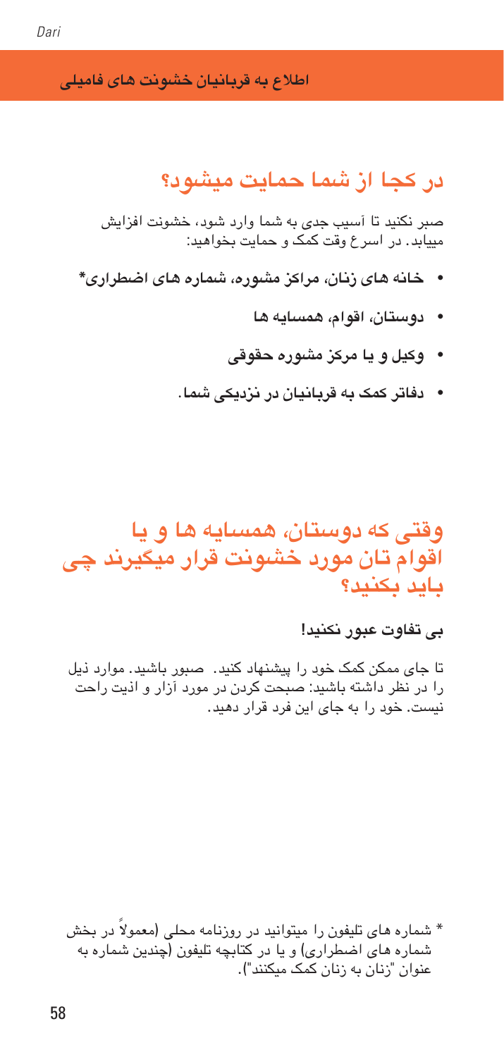# در کجا از شما حمایت میشود؟

صبر نکنید تا آسیب جدی به شما وارد شود، خشونت افزایش میابد. در اسرع وقت کمک و حمایت بخواهید:

- **خانه های زنان، مراکز مشوره، شماره های اضطراری***
- **دوستان، اقوام، همسایه ها**
- **وکیل و یا مرکز مشوره حقوقی**
- **دفاتر کمک به قربانیان در نزدیکی شما.**

# وقتی که دوستان، همسایه ها و یا اقوام تان مورد خشونت قرار میگیرند چی باید بکنید؟

**بی تفاوت عبور نکنید!**

تا جای ممکن کمک خود را پیشنهاد کنید. صبور باشید. موارد ذیل را در نظر داشته باشید: صبحت کردن در مورد آزار و اذیت راحت نیست. خود را به جای این فرد قرار دهید.

* شماره های تلیفون را میتوانید در روزنامه محلی (معمولاً در بخش شماره های اضطراری) و یا در کتابچه تلیفون (چندین شماره به عنوان "زنان به زنان کمک میکنند").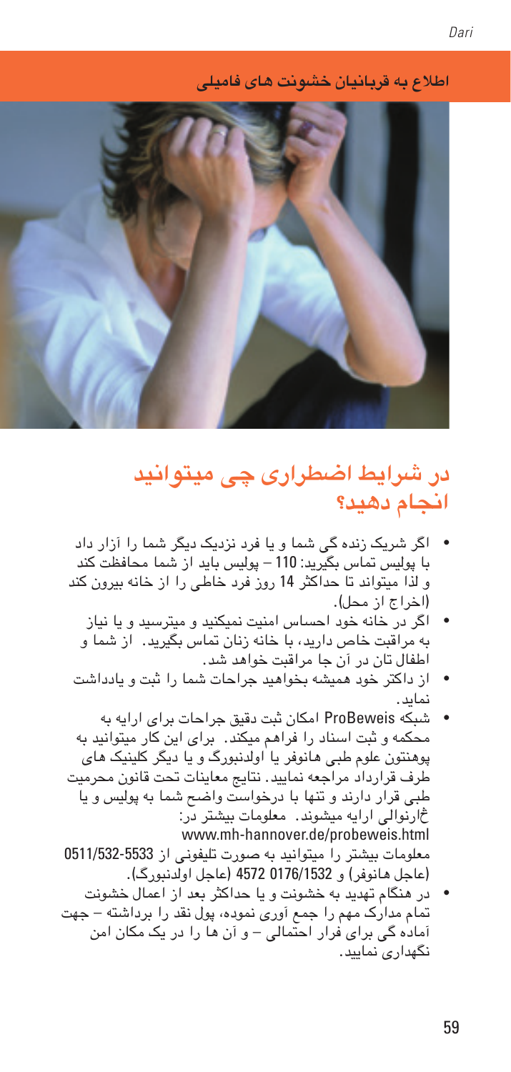اطلاع به قربانیان خشونت های فامیلی

## در شرایط اضطراری چی میتوانید انجام دهید؟

- اگر شریک زنده گی شما و یا فرد نزدیک دیگر شما را آزار داد با پولیس تماس بگیرید: 110 – پولیس باید از شما محافظت کند و لذا میتواند تا حداکثر 14 روز فرد خاطی را از خانه بیرون کند (اخراج از محل).
- اگر در خانه خود احساس امنیت نمیکنید و میترسید و یا نیاز به مراقبت خاص دارید، با خانه زنان تماس بگیرید. از شما و اطفال تان در آن جا مراقبت خواهد شد.
- از داکتر خود همیشه بخواهید جراحات شما را ثبت و یادداشت نماید.
- شبکه ProBeweis امکان ثبت دقیق جراحات برای ارایه به محکمه و ثبت اسناد را فراهم میکند. برای این کار میتوانید به پوهنتون علوم طبی هانوفر یا اولدنبورگ و یا دیگر کلینیک های طرف قرارداد مراجعه نمایید. نتایج معاینات تحت قانون محرمیت طبی قرار دارند و تنها با درخواست واضح شما به پولیس و یا ژاندارمری ارایه میشوند. معلومات بیشتر در: www.mh-hannover.de/probeweis.html
معلومات بیشتر را میتوانید به صورت تلیفونی از 0511/532-5533 (عاجل هانوفر) و 0176/1532 4572 (عاجل اولدنبورگ).
- در هنگام تهدید به خشونت و یا حداکثر بعد از اعمال خشونت تمام مدارک مهم را جمع آوری نموده، پول نقد را برداشته – جهت آماده گی برای فرار احتمالی – و آن ها را در یک مکان امن نگهداری نمایید.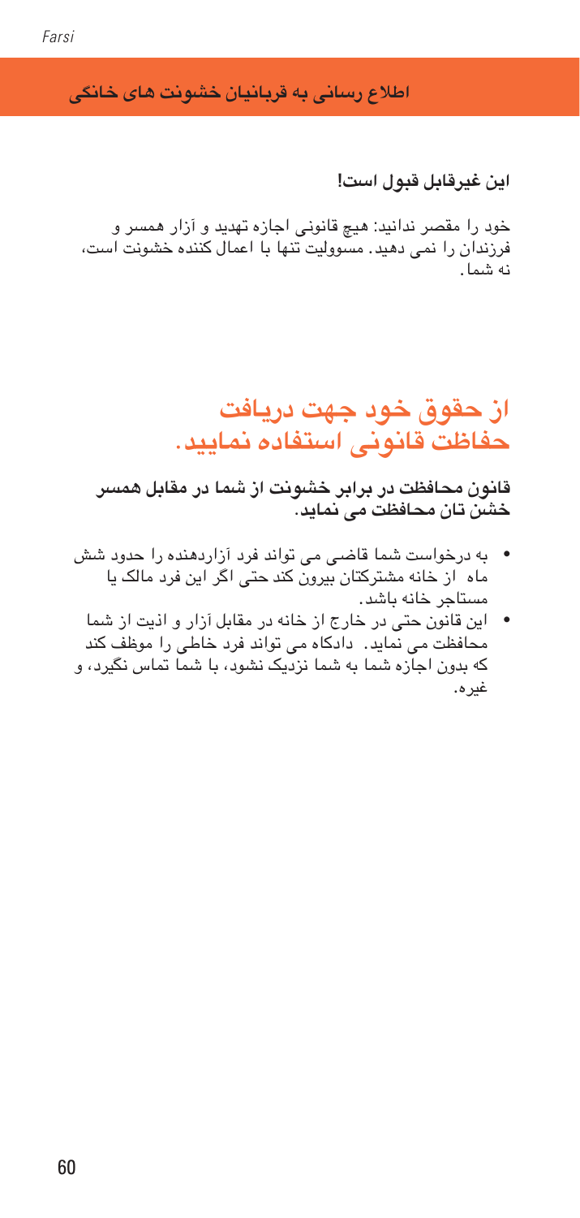## اطلاع رسانی به قربانیان خشونت های خانگی

**این غیرقابل قبول است!**

خود را مقصر ندانید: هیچ قانونی اجازه تهدید و آزار همسر و فرزندان را نمی دهد. مسوولیت تنها با اعمال کننده خشونت است، نه شما.

# از حقوق خود جهت دریافت حفاظت قانونی استفاده نمایید.

**قانون محافظت در برابر خشونت از شما در مقابل همسر خشن تان محافظت می نماید.**

- به درخواست شما قاضی می تواند فرد آزاردهنده را حدود شش ماه از خانه مشترکتان بیرون کند حتی اگر این فرد مالک یا مستاجر خانه باشد.
- این قانون حتی در خارج از خانه در مقابل آزار و اذیت از شما محافظت می نماید. دادگاه می تواند فرد خاطی را موظف کند که بدون اجازه شما به شما نزدیک نشود، با شما تماس نگیرد، و غیره.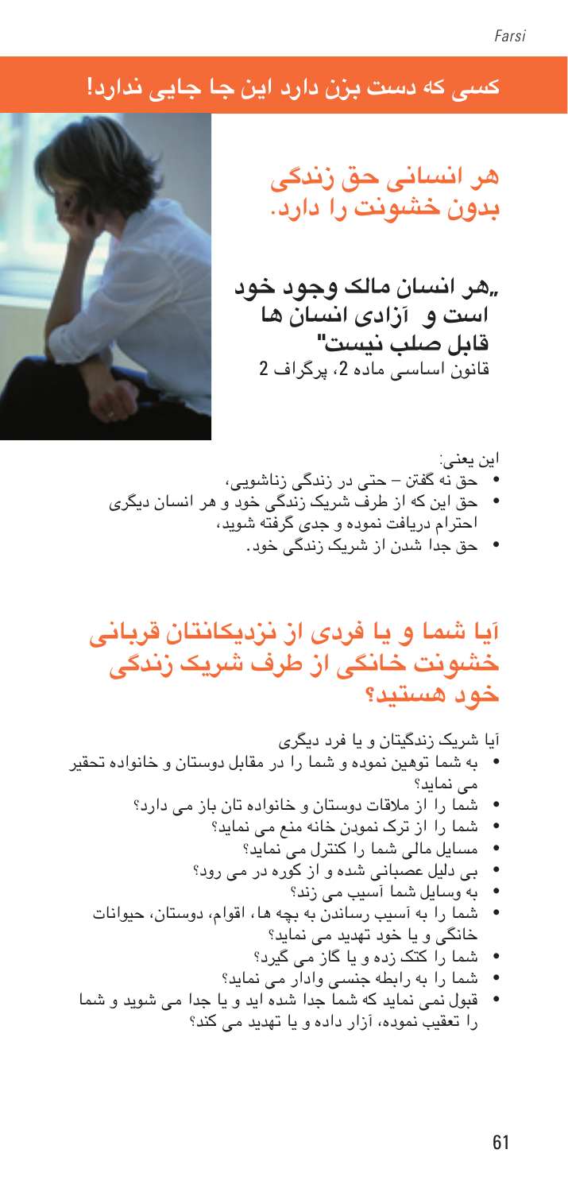## کسی که دست بزن دارد این جا جایی ندارد!

# هر انسانی حق زندگی بدون خشونت را دارد.

**„هر انسان مالک وجود خود است و آزادی انسان ها قابل صلب نیست"**
قانون اساسی ماده 2، پرگراف 2

این یعنی:

- حق نه گفتن – حتی در زندگی زناشویی،
- حق این که از طرف شریک زندگی خود و هر انسان دیگری احترام دریافت نموده و جدی گرفته شوید،
- حق جدا شدن از شریک زندگی خود.

## آیا شما و یا فردی از نزدیکانتان قربانی خشونت خانگی از طرف شریک زندگی خود هستید؟

آیا شریک زندگیتان و یا فرد دیگری

- به شما توهین نموده و شما را در مقابل دوستان و خانواده تحقیر می نماید؟
- شما را از ملاقات دوستان و خانواده تان باز می دارد؟
- شما را از ترک نمودن خانه منع می نماید؟
- مسایل مالی شما را کنترل می نماید؟
- بی دلیل عصبانی شده و از کوره در می رود؟
- به وسایل شما آسیب می زند؟
- شما را به آسیب رساندن به بچه ها، اقوام، دوستان، حیوانات خانگی و یا خود تهدید می نماید؟
- شما را کتک زده و یا گاز می گیرد؟
- شما را به رابطه جنسی وادار می نماید؟
- قبول نمی نماید که شما جدا شده اید و یا جدا می شوید و شما را تعقیب نموده، آزار داده و یا تهدید می کند؟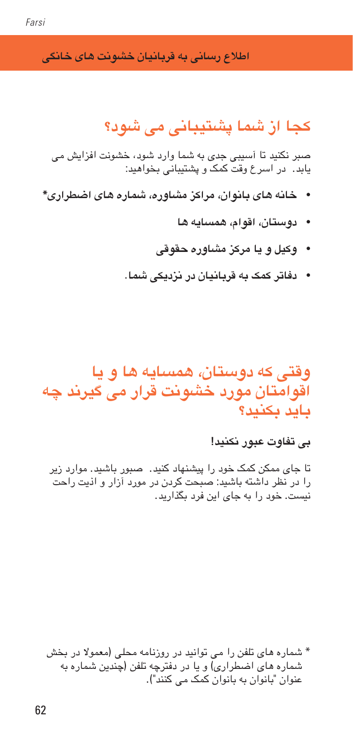**اطلاع رسانی به قربانیان خشونت های خانگی**

## کجا از شما پشتیبانی می شود؟

صبر نکنید تا آسیبی جدی به شما وارد شود، خشونت افزایش می یابد. در اسرع وقت کمک و پشتیبانی بخواهید:

- **خانه های بانوان، مراکز مشاوره، شماره های اضطراری***
- **دوستان، اقوام، همسایه ها**
- **وکیل و یا مرکز مشاوره حقوقی**
- **دفاتر کمک به قربانیان در نزدیکی شما.**

## وقتی که دوستان، همسایه ها و یا اقوامتان مورد خشونت قرار می گیرند چه باید بکنید؟

**بی تفاوت عبور نکنید!**

تا جای ممکن کمک خود را پیشنهاد کنید. صبور باشید. موارد زیر را در نظر داشته باشید: صبحت کردن در مورد آزار و اذیت راحت نیست. خود را به جای این فرد بگذارید.

* شماره های تلفن را می توانید در روزنامه محلی (معمولا در بخش شماره های اضطراری) و یا در دفترچه تلفن (چندین شماره به عنوان "بانوان به بانوان کمک می کنند").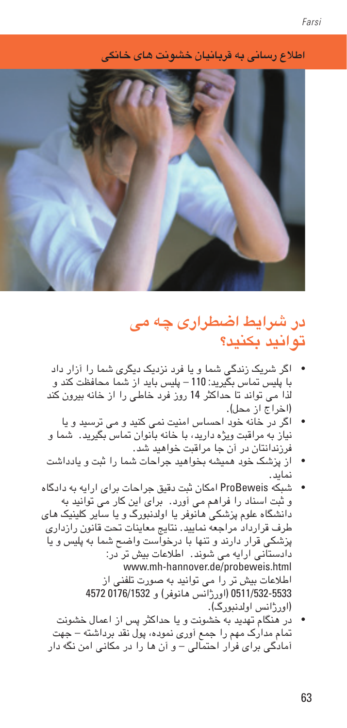**اطلاع رسانی به قربانیان خشونت های خانگی**

## در شرایط اضطراری چه می توانید بکنید؟

- اگر شریک زندگی شما و یا فرد نزدیک دیگری شما را آزار داد با پلیس تماس بگیرید: 110 – پلیس باید از شما محافظت کند و لذا می تواند تا حداکثر 14 روز فرد خاطی را از خانه بیرون کند (اخراج از محل).
- اگر در خانه خود احساس امنیت نمی کنید و می ترسید و یا نیاز به مراقبت ویژه دارید، با خانه بانوان تماس بگیرید. شما و فرزندانتان در آن جا مراقبت خواهید شد.
- از پزشک خود همیشه بخواهید جراحات شما را ثبت و یادداشت نماید.
- شبکه ProBeweis امکان ثبت دقیق جراحات برای ارایه به دادگاه و ثبت اسناد را فراهم می آورد. برای این کار می توانید به دانشگاه علوم پزشکی هانوفر یا اولدنبورگ و یا سایر کلینیک های طرف قرارداد مراجعه نمایید. نتایج معاینات تحت قانون رازداری پزشکی قرار دارند و تنها با درخواست واضح شما به پلیس و یا دادستانی ارایه می شوند. اطلاعات بیش تر در:
  www.mh-hannover.de/probeweis.html
  اطلاعات بیش تر را می توانید به صورت تلفنی از 0511/532-5533 (اورژانس هانوفر) و 0176/1532 4572 (اورژانس اولدنبورگ).
- در هنگام تهدید به خشونت و یا حداکثر پس از اعمال خشونت تمام مدارک مهم را جمع آوری نموده، پول نقد برداشته – جهت آمادگی برای فرار احتمالی – و آن ها را در مکانی امن نگه دار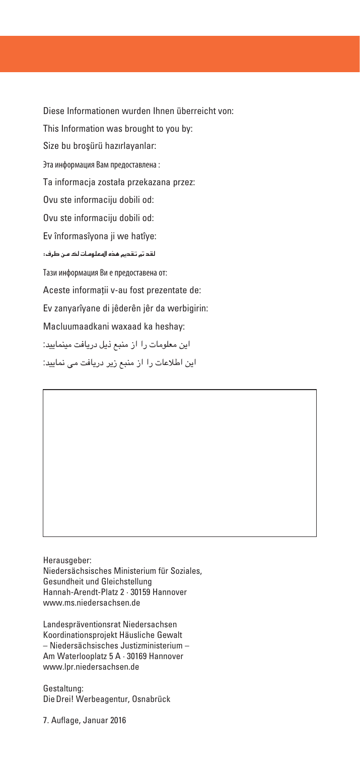Diese Informationen wurden Ihnen überreicht von:

This Information was brought to you by:

Size bu broşürü hazırlayanlar:

Эта информация Вам предоставлена :

Ta informacja została przekazana przez:

Ovu ste informaciju dobili od:

Ovu ste informaciju dobili od:

Ev înformasîyona ji we hatîye:

لقد تم تقديم هذه المعلومات لك من طرف:

Тази информация Ви е предоставена от:

Aceste informații v-au fost prezentate de:

Ev zanyarîyane di jêderên jêr da werbigirin:

Macluumaadkani waxaad ka heshay:

این معلومات را از منبع ذیل دریافت مینمایید:

این اطلاعات را از منبع زیر دریافت می نمایید:

Herausgeber:
Niedersächsisches Ministerium für Soziales,
Gesundheit und Gleichstellung
Hannah-Arendt-Platz 2 · 30159 Hannover
www.ms.niedersachsen.de

Landespräventionsrat Niedersachsen
Koordinationsprojekt Häusliche Gewalt
– Niedersächsisches Justizministerium –
Am Waterlooplatz 5 A · 30169 Hannover
www.lpr.niedersachsen.de

Gestaltung:
Die Drei! Werbeagentur, Osnabrück

7. Auflage, Januar 2016